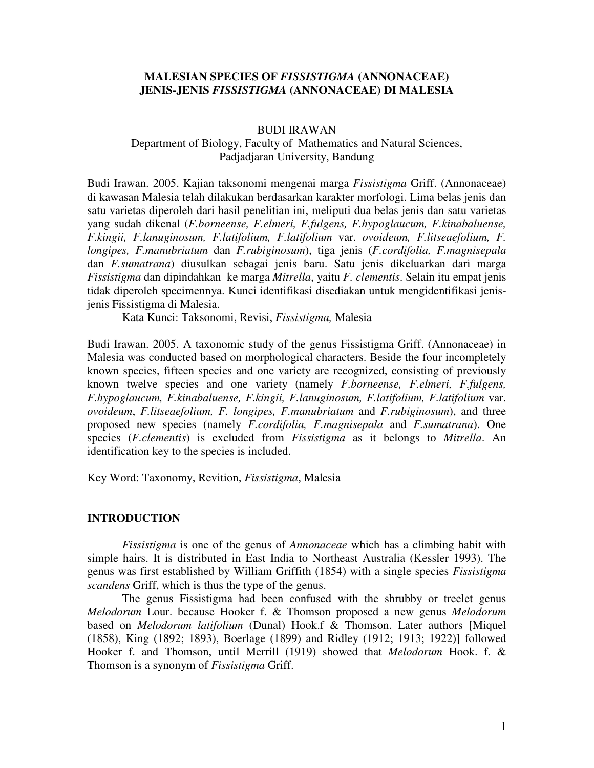# MALESIAN SPECIES OF *FISSISTIGMA* (ANNONACEAE)
# JENIS-JENIS *FISSISTIGMA* (ANNONACEAE) DI MALESIA

BUDI IRAWAN

Department of Biology, Faculty of Mathematics and Natural Sciences, Padjadjaran University, Bandung

Budi Irawan. 2005. Kajian taksonomi mengenai marga *Fissistigma* Griff. (Annonaceae) di kawasan Malesia telah dilakukan berdasarkan karakter morfologi. Lima belas jenis dan satu varietas diperoleh dari hasil penelitian ini, meliputi dua belas jenis dan satu varietas yang sudah dikenal (*F.borneense, F.elmeri, F.fulgens, F.hypoglaucum, F.kinabaluense, F.kingii, F.lanuginosum, F.latifolium, F.latifolium* var. *ovoideum, F.litseaefolium, F. longipes, F.manubriatum* dan *F.rubiginosum*), tiga jenis (*F.cordifolia, F.magnisepala* dan *F.sumatrana*) diusulkan sebagai jenis baru. Satu jenis dikeluarkan dari marga *Fissistigma* dan dipindahkan ke marga *Mitrella*, yaitu *F. clementis*. Selain itu empat jenis tidak diperoleh specimennya. Kunci identifikasi disediakan untuk mengidentifikasi jenis-jenis Fissistigma di Malesia.

Kata Kunci: Taksonomi, Revisi, *Fissistigma,* Malesia

Budi Irawan. 2005. A taxonomic study of the genus Fissistigma Griff. (Annonaceae) in Malesia was conducted based on morphological characters. Beside the four incompletely known species, fifteen species and one variety are recognized, consisting of previously known twelve species and one variety (namely *F.borneense, F.elmeri, F.fulgens, F.hypoglaucum, F.kinabaluense, F.kingii, F.lanuginosum, F.latifolium, F.latifolium* var. *ovoideum*, *F.litseaefolium, F. longipes, F.manubriatum* and *F.rubiginosum*), and three proposed new species (namely *F.cordifolia, F.magnisepala* and *F.sumatrana*). One species (*F.clementis*) is excluded from *Fissistigma* as it belongs to *Mitrella*. An identification key to the species is included.

Key Word: Taxonomy, Revition, *Fissistigma*, Malesia

## INTRODUCTION

*Fissistigma* is one of the genus of *Annonaceae* which has a climbing habit with simple hairs. It is distributed in East India to Northeast Australia (Kessler 1993). The genus was first established by William Griffith (1854) with a single species *Fissistigma scandens* Griff, which is thus the type of the genus.

The genus Fissistigma had been confused with the shrubby or treelet genus *Melodorum* Lour. because Hooker f. & Thomson proposed a new genus *Melodorum* based on *Melodorum latifolium* (Dunal) Hook.f & Thomson. Later authors [Miquel (1858), King (1892; 1893), Boerlage (1899) and Ridley (1912; 1913; 1922)] followed Hooker f. and Thomson, until Merrill (1919) showed that *Melodorum* Hook. f. & Thomson is a synonym of *Fissistigma* Griff.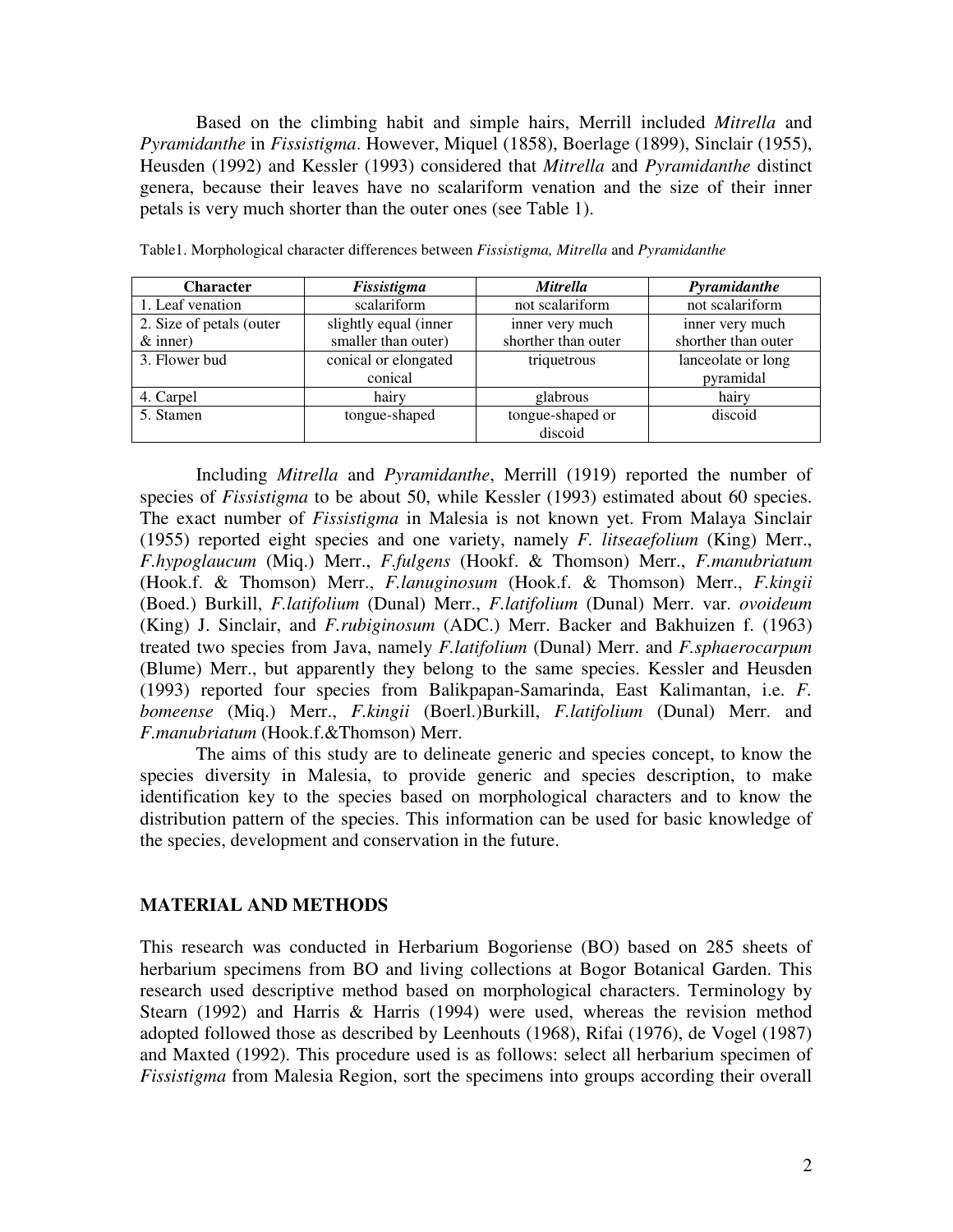Based on the climbing habit and simple hairs, Merrill included *Mitrella* and *Pyramidanthe* in *Fissistigma*. However, Miquel (1858), Boerlage (1899), Sinclair (1955), Heusden (1992) and Kessler (1993) considered that *Mitrella* and *Pyramidanthe* distinct genera, because their leaves have no scalariform venation and the size of their inner petals is very much shorter than the outer ones (see Table 1).

Table1. Morphological character differences between *Fissistigma, Mitrella* and *Pyramidanthe*

| Character | *Fissistigma* | *Mitrella* | *Pyramidanthe* |
|---|---|---|---|
| 1. Leaf venation | scalariform | not scalariform | not scalariform |
| 2. Size of petals (outer & inner) | slightly equal (inner smaller than outer) | inner very much shorther than outer | inner very much shorther than outer |
| 3. Flower bud | conical or elongated conical | triquetrous | lanceolate or long pyramidal |
| 4. Carpel | hairy | glabrous | hairy |
| 5. Stamen | tongue-shaped | tongue-shaped or discoid | discoid |

Including *Mitrella* and *Pyramidanthe*, Merrill (1919) reported the number of species of *Fissistigma* to be about 50, while Kessler (1993) estimated about 60 species. The exact number of *Fissistigma* in Malesia is not known yet. From Malaya Sinclair (1955) reported eight species and one variety, namely *F. litseaefolium* (King) Merr., *F.hypoglaucum* (Miq.) Merr., *F.fulgens* (Hookf. & Thomson) Merr., *F.manubriatum* (Hook.f. & Thomson) Merr., *F.lanuginosum* (Hook.f. & Thomson) Merr., *F.kingii* (Boed.) Burkill, *F.latifolium* (Dunal) Merr., *F.latifolium* (Dunal) Merr. var. *ovoideum* (King) J. Sinclair, and *F.rubiginosum* (ADC.) Merr. Backer and Bakhuizen f. (1963) treated two species from Java, namely *F.latifolium* (Dunal) Merr. and *F.sphaerocarpum* (Blume) Merr., but apparently they belong to the same species. Kessler and Heusden (1993) reported four species from Balikpapan-Samarinda, East Kalimantan, i.e. *F. bomeense* (Miq.) Merr., *F.kingii* (Boerl.)Burkill, *F.latifolium* (Dunal) Merr. and *F.manubriatum* (Hook.f.&Thomson) Merr.

The aims of this study are to delineate generic and species concept, to know the species diversity in Malesia, to provide generic and species description, to make identification key to the species based on morphological characters and to know the distribution pattern of the species. This information can be used for basic knowledge of the species, development and conservation in the future.

## MATERIAL AND METHODS

This research was conducted in Herbarium Bogoriense (BO) based on 285 sheets of herbarium specimens from BO and living collections at Bogor Botanical Garden. This research used descriptive method based on morphological characters. Terminology by Stearn (1992) and Harris & Harris (1994) were used, whereas the revision method adopted followed those as described by Leenhouts (1968), Rifai (1976), de Vogel (1987) and Maxted (1992). This procedure used is as follows: select all herbarium specimen of *Fissistigma* from Malesia Region, sort the specimens into groups according their overall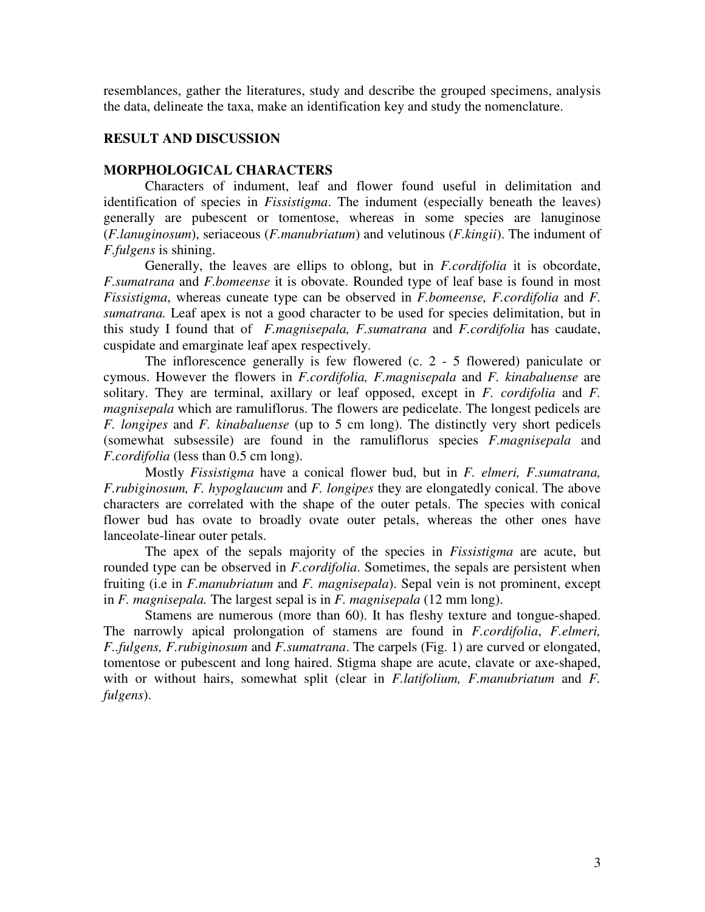resemblances, gather the literatures, study and describe the grouped specimens, analysis the data, delineate the taxa, make an identification key and study the nomenclature.

## RESULT AND DISCUSSION

### MORPHOLOGICAL CHARACTERS

Characters of indument, leaf and flower found useful in delimitation and identification of species in *Fissistigma*. The indument (especially beneath the leaves) generally are pubescent or tomentose, whereas in some species are lanuginose (*F.lanuginosum*), seriaceous (*F.manubriatum*) and velutinous (*F.kingii*). The indument of *F.fulgens* is shining.

Generally, the leaves are ellips to oblong, but in *F.cordifolia* it is obcordate, *F.sumatrana* and *F.bomeense* it is obovate. Rounded type of leaf base is found in most *Fissistigma*, whereas cuneate type can be observed in *F.bomeense, F.cordifolia* and *F. sumatrana.* Leaf apex is not a good character to be used for species delimitation, but in this study I found that of *F.magnisepala, F.sumatrana* and *F.cordifolia* has caudate, cuspidate and emarginate leaf apex respectively.

The inflorescence generally is few flowered (c. 2 - 5 flowered) paniculate or cymous. However the flowers in *F.cordifolia, F.magnisepala* and *F. kinabaluense* are solitary. They are terminal, axillary or leaf opposed, except in *F. cordifolia* and *F. magnisepala* which are ramuliflorus. The flowers are pedicelate. The longest pedicels are *F. longipes* and *F. kinabaluense* (up to 5 cm long). The distinctly very short pedicels (somewhat subsessile) are found in the ramuliflorus species *F.magnisepala* and *F.cordifolia* (less than 0.5 cm long).

Mostly *Fissistigma* have a conical flower bud, but in *F. elmeri, F.sumatrana, F.rubiginosum, F. hypoglaucum* and *F. longipes* they are elongatedly conical. The above characters are correlated with the shape of the outer petals. The species with conical flower bud has ovate to broadly ovate outer petals, whereas the other ones have lanceolate-linear outer petals.

The apex of the sepals majority of the species in *Fissistigma* are acute, but rounded type can be observed in *F.cordifolia*. Sometimes, the sepals are persistent when fruiting (i.e in *F.manubriatum* and *F. magnisepala*). Sepal vein is not prominent, except in *F. magnisepala.* The largest sepal is in *F. magnisepala* (12 mm long).

Stamens are numerous (more than 60). It has fleshy texture and tongue-shaped. The narrowly apical prolongation of stamens are found in *F.cordifolia*, *F.elmeri, F..fulgens, F.rubiginosum* and *F.sumatrana*. The carpels (Fig. 1) are curved or elongated, tomentose or pubescent and long haired. Stigma shape are acute, clavate or axe-shaped, with or without hairs, somewhat split (clear in *F.latifolium, F.manubriatum* and *F. fulgens*).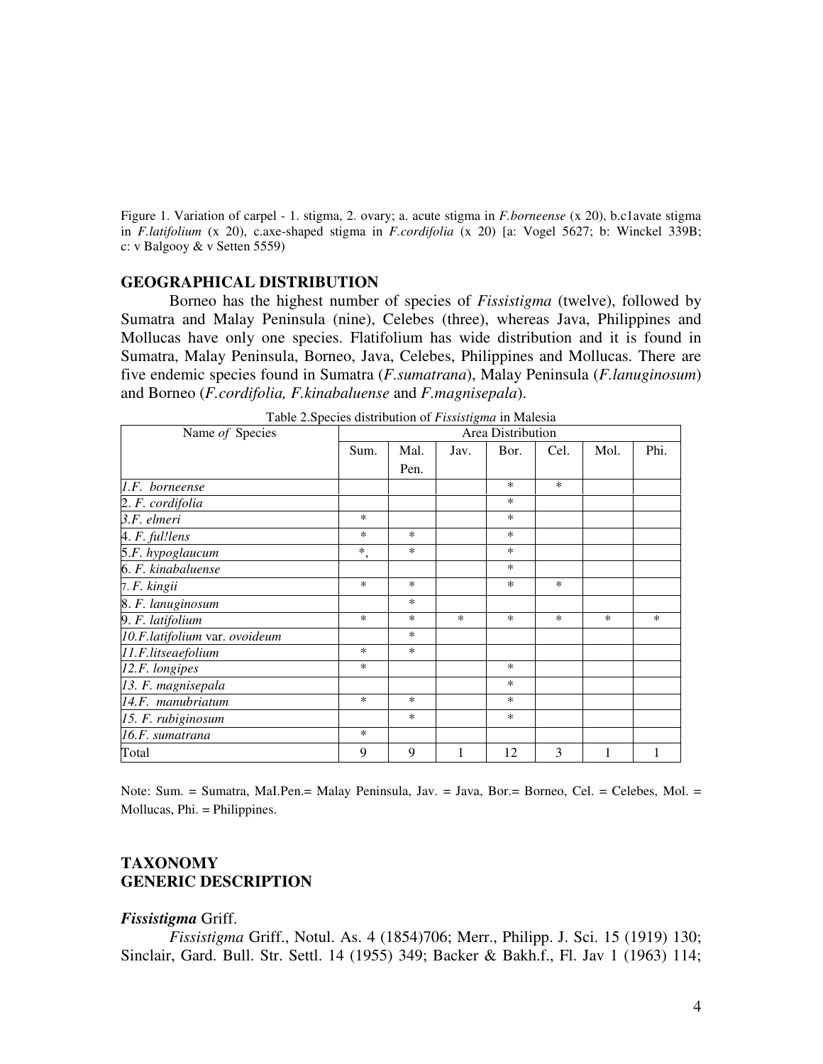Figure 1. Variation of carpel - 1. stigma, 2. ovary; a. acute stigma in *F.borneense* (x 20), b.c1avate stigma in *F.latifolium* (x 20), c.axe-shaped stigma in *F.cordifolia* (x 20) [a: Vogel 5627; b: Winckel 339B; c: v Balgooy & v Setten 5559)

## GEOGRAPHICAL DISTRIBUTION

Borneo has the highest number of species of *Fissistigma* (twelve), followed by Sumatra and Malay Peninsula (nine), Celebes (three), whereas Java, Philippines and Mollucas have only one species. Flatifolium has wide distribution and it is found in Sumatra, Malay Peninsula, Borneo, Java, Celebes, Philippines and Mollucas. There are five endemic species found in Sumatra (*F.sumatrana*), Malay Peninsula (*F.lanuginosum*) and Borneo (*F.cordifolia, F.kinabaluense* and *F.magnisepala*).

Table 2.Species distribution of *Fissistigma* in Malesia

| Name *of* Species | Area Distribution | | | | | | |
|---|---|---|---|---|---|---|---|
| | Sum. | Mal. Pen. | Jav. | Bor. | Cel. | Mol. | Phi. |
| *1.F. borneense* | | | | * | * | | |
| 2. *F. cordifolia* | | | | * | | | |
| *3.F. elmeri* | * | | | * | | | |
| 4. *F. ful!lens* | * | * | | * | | | |
| *5.F. hypoglaucum* | *, | * | | * | | | |
| 6. *F. kinabaluense* | | | | * | | | |
| 7. *F. kingii* | * | * | | * | * | | |
| 8. *F. lanuginosum* | | * | | | | | |
| 9. *F. latifolium* | * | * | * | * | * | * | * |
| *10.F.latifolium* var. *ovoideum* | | * | | | | | |
| *11.F.litseaefolium* | * | * | | | | | |
| *12.F. longipes* | * | | | * | | | |
| *13. F. magnisepala* | | | | * | | | |
| *14.F. manubriatum* | * | * | | * | | | |
| *15. F. rubiginosum* | | * | | * | | | |
| *16.F. sumatrana* | * | | | | | | |
| Total | 9 | 9 | 1 | 12 | 3 | 1 | 1 |

Note: Sum. = Sumatra, MaI.Pen.= Malay Peninsula, Jav. = Java, Bor.= Borneo, Cel. = Celebes, Mol. = Mollucas, Phi. = Philippines.

## TAXONOMY
## GENERIC DESCRIPTION

### *Fissistigma* Griff.

*Fissistigma* Griff., Notul. As. 4 (1854)706; Merr., Philipp. J. Sci. 15 (1919) 130; Sinclair, Gard. Bull. Str. Settl. 14 (1955) 349; Backer & Bakh.f., Fl. Jav 1 (1963) 114;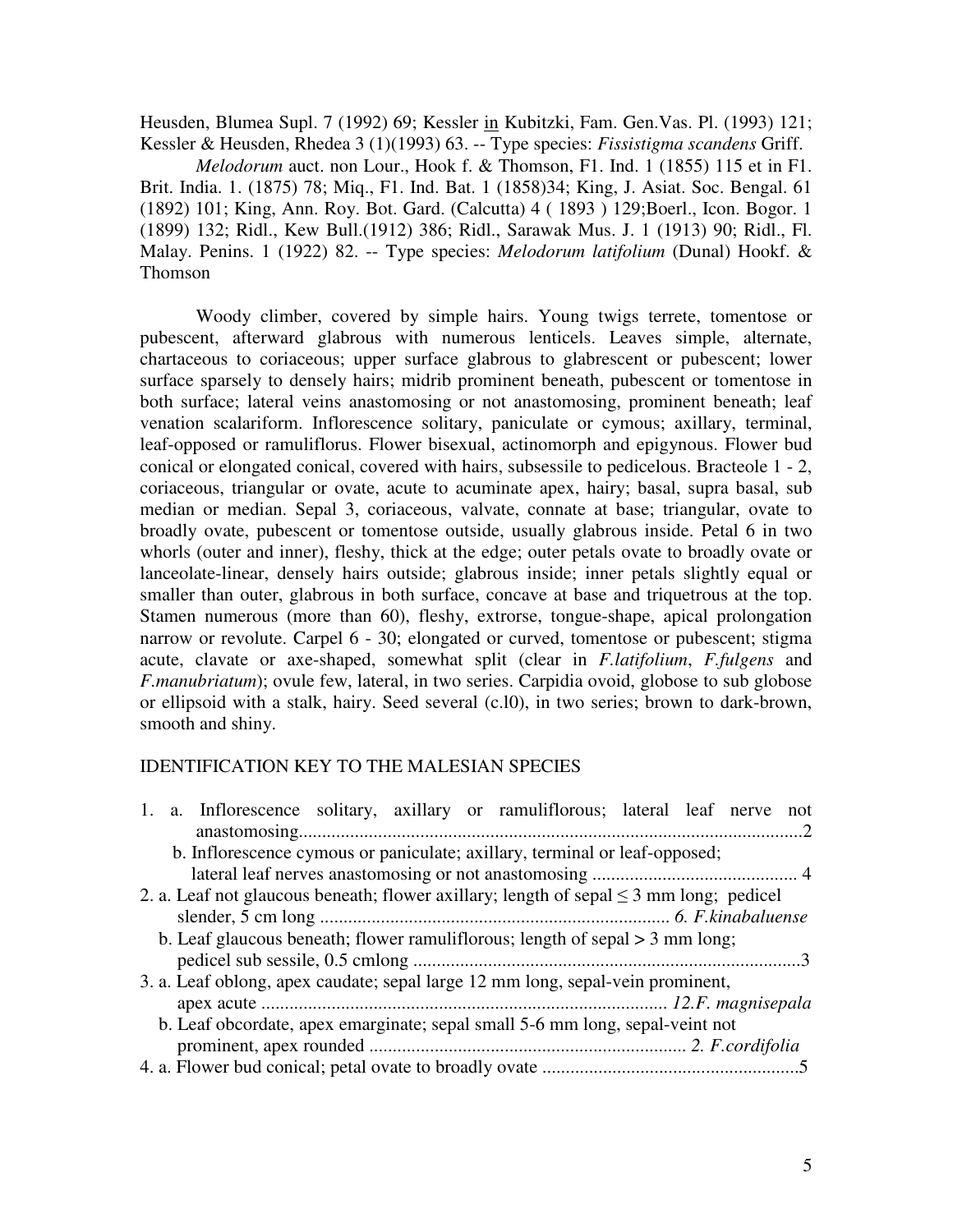Heusden, Blumea Supl. 7 (1992) 69; Kessler in Kubitzki, Fam. Gen.Vas. Pl. (1993) 121; Kessler & Heusden, Rhedea 3 (1)(1993) 63. -- Type species: *Fissistigma scandens* Griff.

*Melodorum* auct. non Lour., Hook f. & Thomson, F1. Ind. 1 (1855) 115 et in F1. Brit. India. 1. (1875) 78; Miq., F1. Ind. Bat. 1 (1858)34; King, J. Asiat. Soc. Bengal. 61 (1892) 101; King, Ann. Roy. Bot. Gard. (Calcutta) 4 ( 1893 ) 129;Boerl., Icon. Bogor. 1 (1899) 132; Ridl., Kew Bull.(1912) 386; Ridl., Sarawak Mus. J. 1 (1913) 90; Ridl., Fl. Malay. Penins. 1 (1922) 82. -- Type species: *Melodorum latifolium* (Dunal) Hookf. & Thomson

Woody climber, covered by simple hairs. Young twigs terrete, tomentose or pubescent, afterward glabrous with numerous lenticels. Leaves simple, alternate, chartaceous to coriaceous; upper surface glabrous to glabrescent or pubescent; lower surface sparsely to densely hairs; midrib prominent beneath, pubescent or tomentose in both surface; lateral veins anastomosing or not anastomosing, prominent beneath; leaf venation scalariform. Inflorescence solitary, paniculate or cymous; axillary, terminal, leaf-opposed or ramuliflorus. Flower bisexual, actinomorph and epigynous. Flower bud conical or elongated conical, covered with hairs, subsessile to pedicelous. Bracteole 1 - 2, coriaceous, triangular or ovate, acute to acuminate apex, hairy; basal, supra basal, sub median or median. Sepal 3, coriaceous, valvate, connate at base; triangular, ovate to broadly ovate, pubescent or tomentose outside, usually glabrous inside. Petal 6 in two whorls (outer and inner), fleshy, thick at the edge; outer petals ovate to broadly ovate or lanceolate-linear, densely hairs outside; glabrous inside; inner petals slightly equal or smaller than outer, glabrous in both surface, concave at base and triquetrous at the top. Stamen numerous (more than 60), fleshy, extrorse, tongue-shape, apical prolongation narrow or revolute. Carpel 6 - 30; elongated or curved, tomentose or pubescent; stigma acute, clavate or axe-shaped, somewhat split (clear in *F.latifolium*, *F.fulgens* and *F.manubriatum*); ovule few, lateral, in two series. Carpidia ovoid, globose to sub globose or ellipsoid with a stalk, hairy. Seed several (c.l0), in two series; brown to dark-brown, smooth and shiny.

## IDENTIFICATION KEY TO THE MALESIAN SPECIES

1. a. Inflorescence solitary, axillary or ramuliflorous; lateral leaf nerve not anastomosing.......................................................................................................2
   b. Inflorescence cymous or paniculate; axillary, terminal or leaf-opposed; lateral leaf nerves anastomosing or not anastomosing ............................................ 4
2. a. Leaf not glaucous beneath; flower axillary; length of sepal ≤ 3 mm long; pedicel slender, 5 cm long ........................................................................... *6. F.kinabaluense*
   b. Leaf glaucous beneath; flower ramuliflorous; length of sepal > 3 mm long; pedicel sub sessile, 0.5 cmlong ...................................................................................3
3. a. Leaf oblong, apex caudate; sepal large 12 mm long, sepal-vein prominent, apex acute ....................................................................................... *12.F. magnisepala*
   b. Leaf obcordate, apex emarginate; sepal small 5-6 mm long, sepal-veint not prominent, apex rounded .................................................................... *2. F.cordifolia*
4. a. Flower bud conical; petal ovate to broadly ovate .......................................................5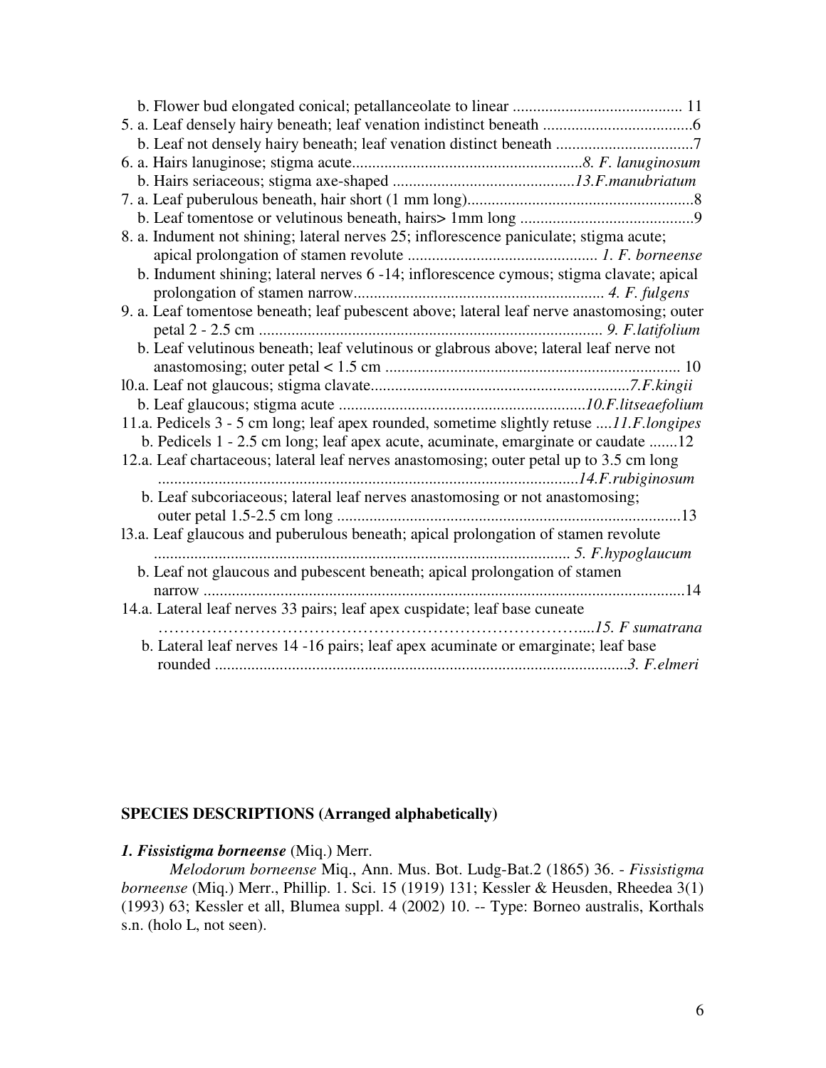b. Flower bud elongated conical; petallanceolate to linear .......................................... 11

5. a. Leaf densely hairy beneath; leaf venation indistinct beneath .....................................6

b. Leaf not densely hairy beneath; leaf venation distinct beneath ..................................7

6. a. Hairs lanuginose; stigma acute.........................................................*8. F. lanuginosum*

b. Hairs seriaceous; stigma axe-shaped .............................................*13.F.manubriatum*

7. a. Leaf puberulous beneath, hair short (1 mm long).........................................................8

b. Leaf tomentose or velutinous beneath, hairs> 1mm long ...........................................9

8. a. Indument not shining; lateral nerves 25; inflorescence paniculate; stigma acute; apical prolongation of stamen revolute ............................................... *1. F. borneense*

b. Indument shining; lateral nerves 6 -14; inflorescence cymous; stigma clavate; apical prolongation of stamen narrow.............................................................. *4. F. fulgens*

9. a. Leaf tomentose beneath; leaf pubescent above; lateral leaf nerve anastomosing; outer petal 2 - 2.5 cm ..................................................................................... *9. F.latifolium*

b. Leaf velutinous beneath; leaf velutinous or glabrous above; lateral leaf nerve not anastomosing; outer petal < 1.5 cm ......................................................................... 10

l0.a. Leaf not glaucous; stigma clavate................................................................*7.F.kingii*

b. Leaf glaucous; stigma acute .............................................................*10.F.litseaefolium*

11.a. Pedicels 3 - 5 cm long; leaf apex rounded, sometime slightly retuse ....*11.F.longipes*

b. Pedicels 1 - 2.5 cm long; leaf apex acute, acuminate, emarginate or caudate .......12

12.a. Leaf chartaceous; lateral leaf nerves anastomosing; outer petal up to 3.5 cm long .......................................................................................................*14.F.rubiginosum*

b. Leaf subcoriaceous; lateral leaf nerves anastomosing or not anastomosing; outer petal 1.5-2.5 cm long .....................................................................................13

l3.a. Leaf glaucous and puberulous beneath; apical prolongation of stamen revolute ....................................................................................................... *5. F.hypoglaucum*

b. Leaf not glaucous and pubescent beneath; apical prolongation of stamen narrow .......................................................................................................................14

14.a. Lateral leaf nerves 33 pairs; leaf apex cuspidate; leaf base cuneate …………………………………………………………………….....*15. F sumatrana*

b. Lateral leaf nerves 14 -16 pairs; leaf apex acuminate or emarginate; leaf base rounded .......................................................................................................*3. F.elmeri*

## SPECIES DESCRIPTIONS (Arranged alphabetically)

### *1. Fissistigma borneense* (Miq.) Merr.

*Melodorum borneense* Miq., Ann. Mus. Bot. Ludg-Bat.2 (1865) 36. - *Fissistigma borneense* (Miq.) Merr., Phillip. 1. Sci. 15 (1919) 131; Kessler & Heusden, Rheedea 3(1) (1993) 63; Kessler et all, Blumea suppl. 4 (2002) 10. -- Type: Borneo australis, Korthals s.n. (holo L, not seen).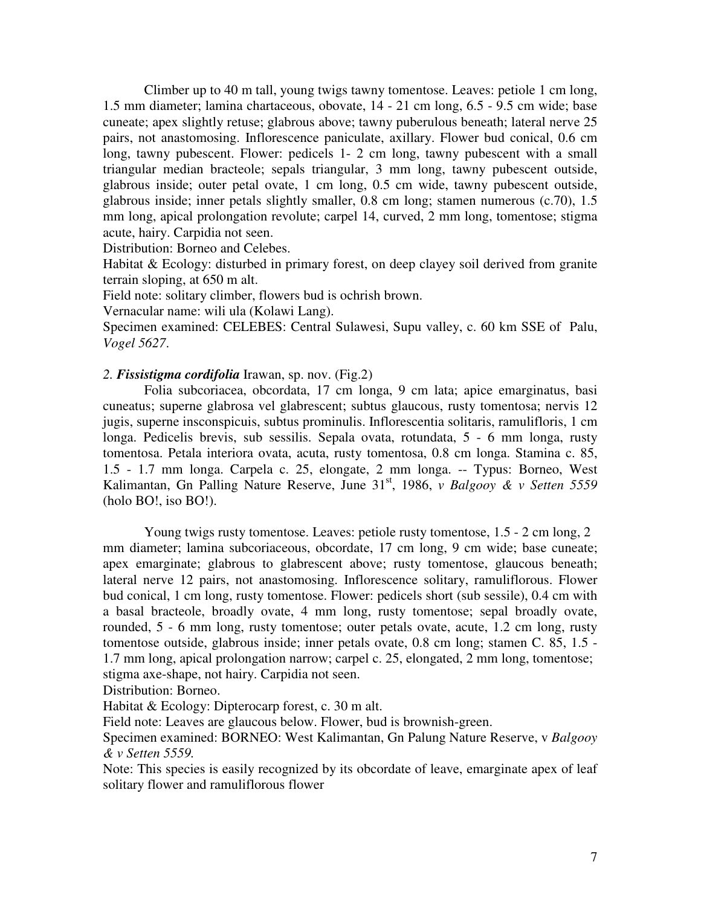Climber up to 40 m tall, young twigs tawny tomentose. Leaves: petiole 1 cm long, 1.5 mm diameter; lamina chartaceous, obovate, 14 - 21 cm long, 6.5 - 9.5 cm wide; base cuneate; apex slightly retuse; glabrous above; tawny puberulous beneath; lateral nerve 25 pairs, not anastomosing. Inflorescence paniculate, axillary. Flower bud conical, 0.6 cm long, tawny pubescent. Flower: pedicels 1- 2 cm long, tawny pubescent with a small triangular median bracteole; sepals triangular, 3 mm long, tawny pubescent outside, glabrous inside; outer petal ovate, 1 cm long, 0.5 cm wide, tawny pubescent outside, glabrous inside; inner petals slightly smaller, 0.8 cm long; stamen numerous (c.70), 1.5 mm long, apical prolongation revolute; carpel 14, curved, 2 mm long, tomentose; stigma acute, hairy. Carpidia not seen.

Distribution: Borneo and Celebes.

Habitat & Ecology: disturbed in primary forest, on deep clayey soil derived from granite terrain sloping, at 650 m alt.

Field note: solitary climber, flowers bud is ochrish brown.

Vernacular name: wili ula (Kolawi Lang).

Specimen examined: CELEBES: Central Sulawesi, Supu valley, c. 60 km SSE of Palu, *Vogel 5627*.

*2. **Fissistigma cordifolia*** Irawan, sp. nov. (Fig.2)

Folia subcoriacea, obcordata, 17 cm longa, 9 cm lata; apice emarginatus, basi cuneatus; superne glabrosa vel glabrescent; subtus glaucous, rusty tomentosa; nervis 12 jugis, superne insconspicuis, subtus prominulis. Inflorescentia solitaris, ramulifloris, 1 cm longa. Pedicelis brevis, sub sessilis. Sepala ovata, rotundata, 5 - 6 mm longa, rusty tomentosa. Petala interiora ovata, acuta, rusty tomentosa, 0.8 cm longa. Stamina c. 85, 1.5 - 1.7 mm longa. Carpela c. 25, elongate, 2 mm longa. -- Typus: Borneo, West Kalimantan, Gn Palling Nature Reserve, June 31st, 1986, *v Balgooy & v Setten 5559* (holo BO!, iso BO!).

Young twigs rusty tomentose. Leaves: petiole rusty tomentose, 1.5 - 2 cm long, 2 mm diameter; lamina subcoriaceous, obcordate, 17 cm long, 9 cm wide; base cuneate; apex emarginate; glabrous to glabrescent above; rusty tomentose, glaucous beneath; lateral nerve 12 pairs, not anastomosing. Inflorescence solitary, ramuliflorous. Flower bud conical, 1 cm long, rusty tomentose. Flower: pedicels short (sub sessile), 0.4 cm with a basal bracteole, broadly ovate, 4 mm long, rusty tomentose; sepal broadly ovate, rounded, 5 - 6 mm long, rusty tomentose; outer petals ovate, acute, 1.2 cm long, rusty tomentose outside, glabrous inside; inner petals ovate, 0.8 cm long; stamen C. 85, 1.5 - 1.7 mm long, apical prolongation narrow; carpel c. 25, elongated, 2 mm long, tomentose; stigma axe-shape, not hairy. Carpidia not seen.

Distribution: Borneo.

Habitat & Ecology: Dipterocarp forest, c. 30 m alt.

Field note: Leaves are glaucous below. Flower, bud is brownish-green.

Specimen examined: BORNEO: West Kalimantan, Gn Palung Nature Reserve, v *Balgooy & v Setten 5559.*

Note: This species is easily recognized by its obcordate of leave, emarginate apex of leaf solitary flower and ramuliflorous flower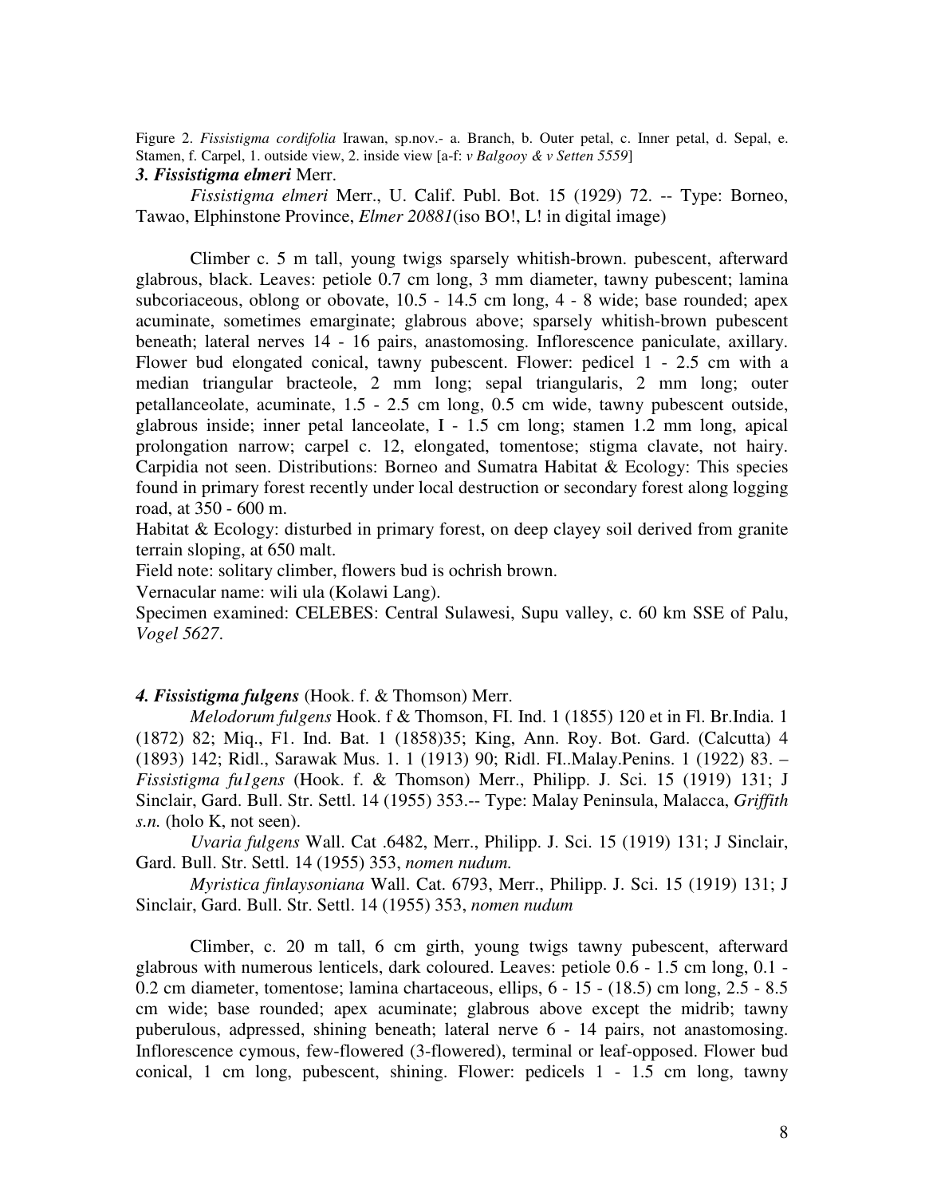Figure 2. *Fissistigma cordifolia* Irawan, sp.nov.- a. Branch, b. Outer petal, c. Inner petal, d. Sepal, e. Stamen, f. Carpel, 1. outside view, 2. inside view [a-f: *v Balgooy & v Setten 5559*]

### *3. Fissistigma elmeri* Merr.

*Fissistigma elmeri* Merr., U. Calif. Publ. Bot. 15 (1929) 72. -- Type: Borneo, Tawao, Elphinstone Province, *Elmer 20881*(iso BO!, L! in digital image)

Climber c. 5 m tall, young twigs sparsely whitish-brown. pubescent, afterward glabrous, black. Leaves: petiole 0.7 cm long, 3 mm diameter, tawny pubescent; lamina subcoriaceous, oblong or obovate, 10.5 - 14.5 cm long, 4 - 8 wide; base rounded; apex acuminate, sometimes emarginate; glabrous above; sparsely whitish-brown pubescent beneath; lateral nerves 14 - 16 pairs, anastomosing. Inflorescence paniculate, axillary. Flower bud elongated conical, tawny pubescent. Flower: pedicel 1 - 2.5 cm with a median triangular bracteole, 2 mm long; sepal triangularis, 2 mm long; outer petallanceolate, acuminate, 1.5 - 2.5 cm long, 0.5 cm wide, tawny pubescent outside, glabrous inside; inner petal lanceolate, I - 1.5 cm long; stamen 1.2 mm long, apical prolongation narrow; carpel c. 12, elongated, tomentose; stigma clavate, not hairy. Carpidia not seen. Distributions: Borneo and Sumatra Habitat & Ecology: This species found in primary forest recently under local destruction or secondary forest along logging road, at 350 - 600 m.

Habitat & Ecology: disturbed in primary forest, on deep clayey soil derived from granite terrain sloping, at 650 malt.

Field note: solitary climber, flowers bud is ochrish brown.

Vernacular name: wili ula (Kolawi Lang).

Specimen examined: CELEBES: Central Sulawesi, Supu valley, c. 60 km SSE of Palu, *Vogel 5627*.

### *4. Fissistigma fulgens* (Hook. f. & Thomson) Merr.

*Melodorum fulgens* Hook. f & Thomson, FI. Ind. 1 (1855) 120 et in Fl. Br.India. 1 (1872) 82; Miq., F1. Ind. Bat. 1 (1858)35; King, Ann. Roy. Bot. Gard. (Calcutta) 4 (1893) 142; Ridl., Sarawak Mus. 1. 1 (1913) 90; Ridl. FI..Malay.Penins. 1 (1922) 83. – *Fissistigma fu1gens* (Hook. f. & Thomson) Merr., Philipp. J. Sci. 15 (1919) 131; J Sinclair, Gard. Bull. Str. Settl. 14 (1955) 353.-- Type: Malay Peninsula, Malacca, *Griffith s.n.* (holo K, not seen).

*Uvaria fulgens* Wall. Cat .6482, Merr., Philipp. J. Sci. 15 (1919) 131; J Sinclair, Gard. Bull. Str. Settl. 14 (1955) 353, *nomen nudum.*

*Myristica finlaysoniana* Wall. Cat. 6793, Merr., Philipp. J. Sci. 15 (1919) 131; J Sinclair, Gard. Bull. Str. Settl. 14 (1955) 353, *nomen nudum*

Climber, c. 20 m tall, 6 cm girth, young twigs tawny pubescent, afterward glabrous with numerous lenticels, dark coloured. Leaves: petiole 0.6 - 1.5 cm long, 0.1 - 0.2 cm diameter, tomentose; lamina chartaceous, ellips, 6 - 15 - (18.5) cm long, 2.5 - 8.5 cm wide; base rounded; apex acuminate; glabrous above except the midrib; tawny puberulous, adpressed, shining beneath; lateral nerve 6 - 14 pairs, not anastomosing. Inflorescence cymous, few-flowered (3-flowered), terminal or leaf-opposed. Flower bud conical, 1 cm long, pubescent, shining. Flower: pedicels 1 - 1.5 cm long, tawny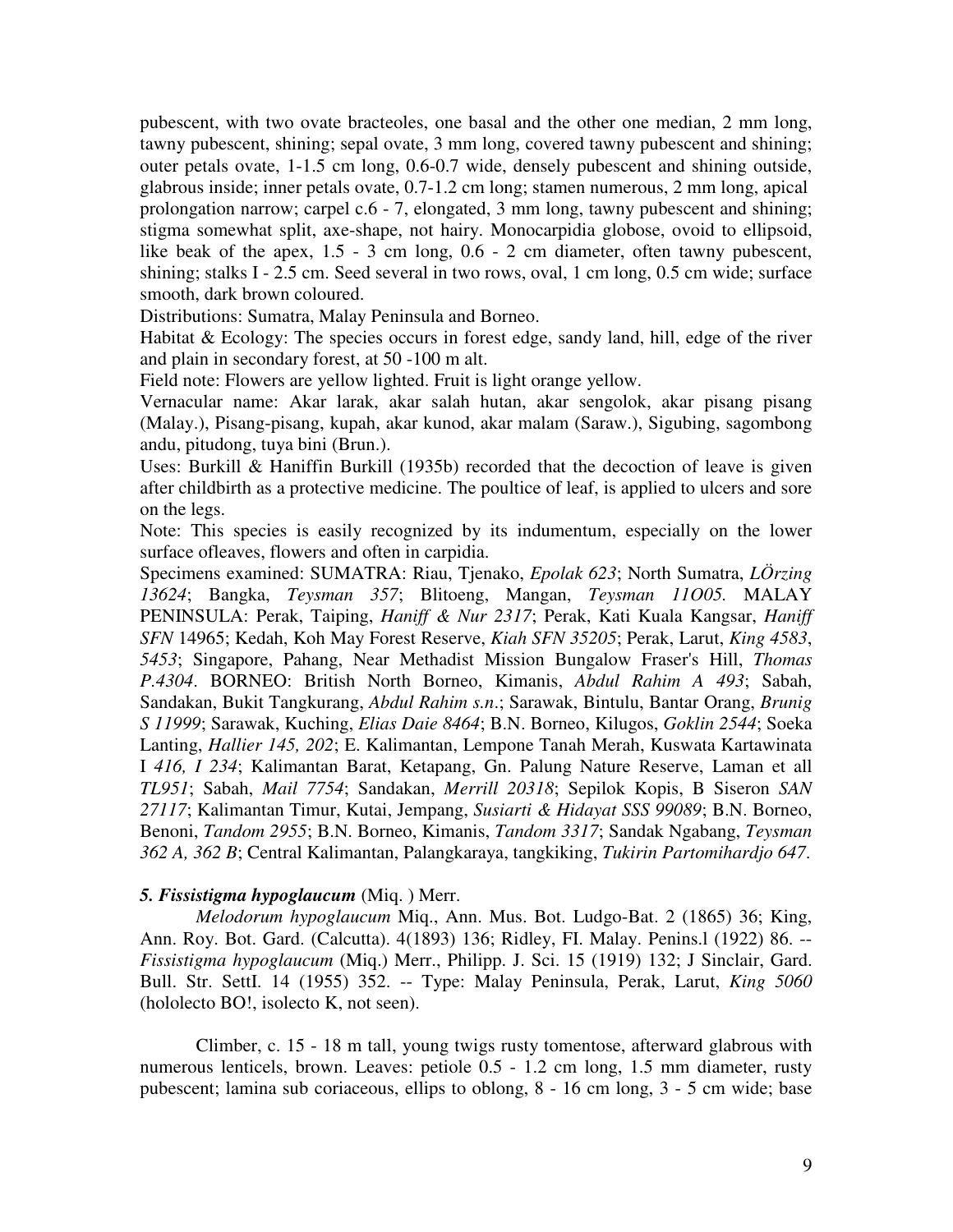pubescent, with two ovate bracteoles, one basal and the other one median, 2 mm long, tawny pubescent, shining; sepal ovate, 3 mm long, covered tawny pubescent and shining; outer petals ovate, 1-1.5 cm long, 0.6-0.7 wide, densely pubescent and shining outside, glabrous inside; inner petals ovate, 0.7-1.2 cm long; stamen numerous, 2 mm long, apical prolongation narrow; carpel c.6 - 7, elongated, 3 mm long, tawny pubescent and shining; stigma somewhat split, axe-shape, not hairy. Monocarpidia globose, ovoid to ellipsoid, like beak of the apex, 1.5 - 3 cm long, 0.6 - 2 cm diameter, often tawny pubescent, shining; stalks I - 2.5 cm. Seed several in two rows, oval, 1 cm long, 0.5 cm wide; surface smooth, dark brown coloured.

Distributions: Sumatra, Malay Peninsula and Borneo.

Habitat & Ecology: The species occurs in forest edge, sandy land, hill, edge of the river and plain in secondary forest, at 50 -100 m alt.

Field note: Flowers are yellow lighted. Fruit is light orange yellow.

Vernacular name: Akar larak, akar salah hutan, akar sengolok, akar pisang pisang (Malay.), Pisang-pisang, kupah, akar kunod, akar malam (Saraw.), Sigubing, sagombong andu, pitudong, tuya bini (Brun.).

Uses: Burkill & Haniffin Burkill (1935b) recorded that the decoction of leave is given after childbirth as a protective medicine. The poultice of leaf, is applied to ulcers and sore on the legs.

Note: This species is easily recognized by its indumentum, especially on the lower surface ofleaves, flowers and often in carpidia.

Specimens examined: SUMATRA: Riau, Tjenako, *Epolak 623*; North Sumatra, *LÖrzing 13624*; Bangka, *Teysman 357*; Blitoeng, Mangan, *Teysman 11O05.* MALAY PENINSULA: Perak, Taiping, *Haniff & Nur 2317*; Perak, Kati Kuala Kangsar, *Haniff SFN* 14965; Kedah, Koh May Forest Reserve, *Kiah SFN 35205*; Perak, Larut, *King 4583*, *5453*; Singapore, Pahang, Near Methadist Mission Bungalow Fraser's Hill, *Thomas P.4304*. BORNEO: British North Borneo, Kimanis, *Abdul Rahim A 493*; Sabah, Sandakan, Bukit Tangkurang, *Abdul Rahim s.n.*; Sarawak, Bintulu, Bantar Orang, *Brunig S 11999*; Sarawak, Kuching, *Elias Daie 8464*; B.N. Borneo, Kilugos, *Goklin 2544*; Soeka Lanting, *Hallier 145, 202*; E. Kalimantan, Lempone Tanah Merah, Kuswata Kartawinata I *416, I 234*; Kalimantan Barat, Ketapang, Gn. Palung Nature Reserve, Laman et all *TL951*; Sabah, *Mail 7754*; Sandakan, *Merrill 20318*; Sepilok Kopis, B Siseron *SAN 27117*; Kalimantan Timur, Kutai, Jempang, *Susiarti & Hidayat SSS 99089*; B.N. Borneo, Benoni, *Tandom 2955*; B.N. Borneo, Kimanis, *Tandom 3317*; Sandak Ngabang, *Teysman 362 A, 362 B*; Central Kalimantan, Palangkaraya, tangkiking, *Tukirin Partomihardjo 647*.

### *5. Fissistigma hypoglaucum* (Miq. ) Merr.

*Melodorum hypoglaucum* Miq., Ann. Mus. Bot. Ludgo-Bat. 2 (1865) 36; King, Ann. Roy. Bot. Gard. (Calcutta). 4(1893) 136; Ridley, FI. Malay. Penins.l (1922) 86. -- *Fissistigma hypoglaucum* (Miq.) Merr., Philipp. J. Sci. 15 (1919) 132; J Sinclair, Gard. Bull. Str. SettI. 14 (1955) 352. -- Type: Malay Peninsula, Perak, Larut, *King 5060* (hololecto BO!, isolecto K, not seen).

Climber, c. 15 - 18 m tall, young twigs rusty tomentose, afterward glabrous with numerous lenticels, brown. Leaves: petiole 0.5 - 1.2 cm long, 1.5 mm diameter, rusty pubescent; lamina sub coriaceous, ellips to oblong, 8 - 16 cm long, 3 - 5 cm wide; base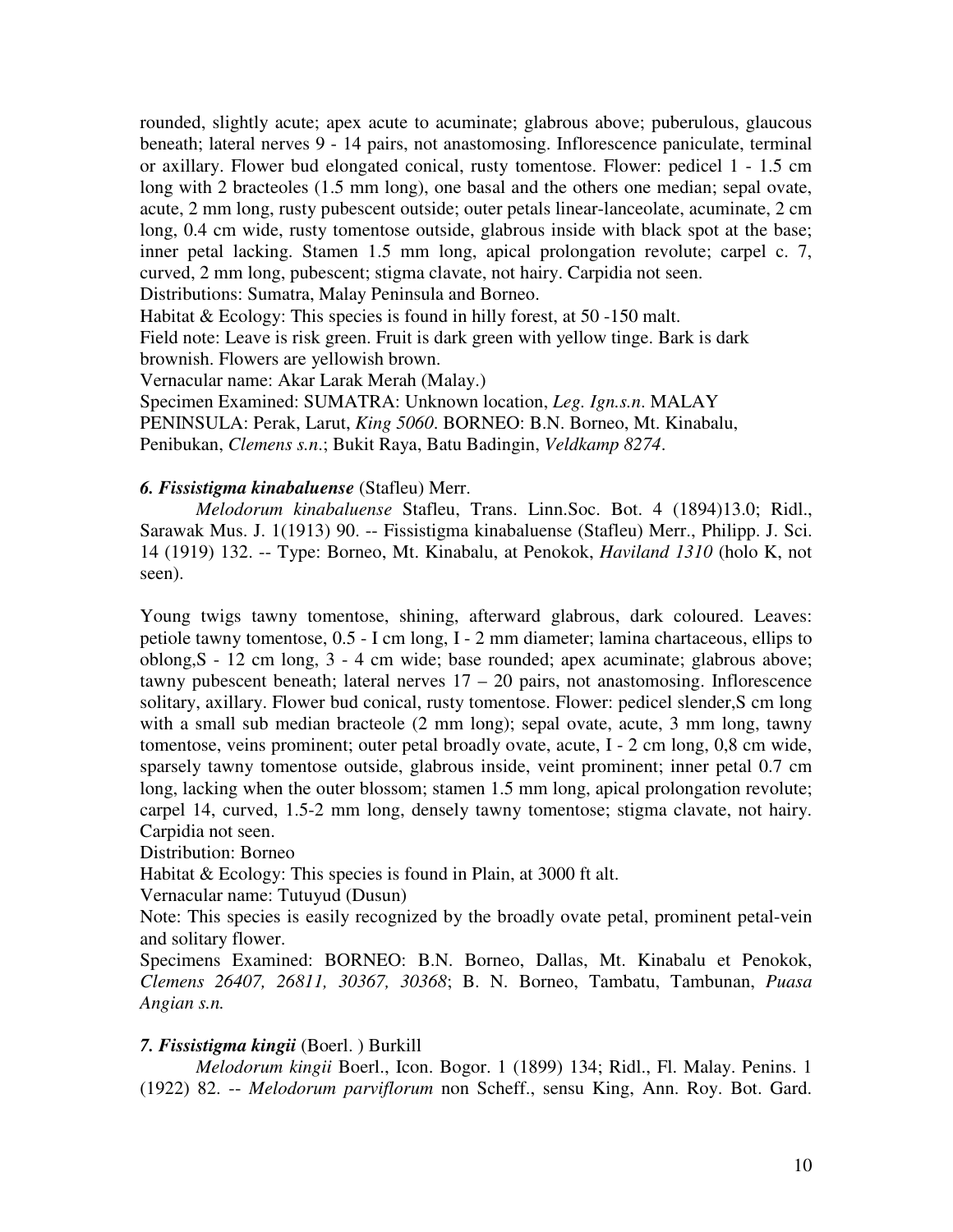rounded, slightly acute; apex acute to acuminate; glabrous above; puberulous, glaucous beneath; lateral nerves 9 - 14 pairs, not anastomosing. Inflorescence paniculate, terminal or axillary. Flower bud elongated conical, rusty tomentose. Flower: pedicel 1 - 1.5 cm long with 2 bracteoles (1.5 mm long), one basal and the others one median; sepal ovate, acute, 2 mm long, rusty pubescent outside; outer petals linear-lanceolate, acuminate, 2 cm long, 0.4 cm wide, rusty tomentose outside, glabrous inside with black spot at the base; inner petal lacking. Stamen 1.5 mm long, apical prolongation revolute; carpel c. 7, curved, 2 mm long, pubescent; stigma clavate, not hairy. Carpidia not seen.

Distributions: Sumatra, Malay Peninsula and Borneo.

Habitat & Ecology: This species is found in hilly forest, at 50 -150 malt.

Field note: Leave is risk green. Fruit is dark green with yellow tinge. Bark is dark brownish. Flowers are yellowish brown.

Vernacular name: Akar Larak Merah (Malay.)

Specimen Examined: SUMATRA: Unknown location, *Leg. Ign.s.n*. MALAY PENINSULA: Perak, Larut, *King 5060*. BORNEO: B.N. Borneo, Mt. Kinabalu, Penibukan, *Clemens s.n*.; Bukit Raya, Batu Badingin, *Veldkamp 8274*.

### *6. Fissistigma kinabaluense* (Stafleu) Merr.

*Melodorum kinabaluense* Stafleu, Trans. Linn.Soc. Bot. 4 (1894)13.0; Ridl., Sarawak Mus. J. 1(1913) 90. -- Fissistigma kinabaluense (Stafleu) Merr., Philipp. J. Sci. 14 (1919) 132. -- Type: Borneo, Mt. Kinabalu, at Penokok, *Haviland 1310* (holo K, not seen).

Young twigs tawny tomentose, shining, afterward glabrous, dark coloured. Leaves: petiole tawny tomentose, 0.5 - I cm long, I - 2 mm diameter; lamina chartaceous, ellips to oblong,S - 12 cm long, 3 - 4 cm wide; base rounded; apex acuminate; glabrous above; tawny pubescent beneath; lateral nerves 17 – 20 pairs, not anastomosing. Inflorescence solitary, axillary. Flower bud conical, rusty tomentose. Flower: pedicel slender,S cm long with a small sub median bracteole (2 mm long); sepal ovate, acute, 3 mm long, tawny tomentose, veins prominent; outer petal broadly ovate, acute, I - 2 cm long, 0,8 cm wide, sparsely tawny tomentose outside, glabrous inside, veint prominent; inner petal 0.7 cm long, lacking when the outer blossom; stamen 1.5 mm long, apical prolongation revolute; carpel 14, curved, 1.5-2 mm long, densely tawny tomentose; stigma clavate, not hairy. Carpidia not seen.

Distribution: Borneo

Habitat & Ecology: This species is found in Plain, at 3000 ft alt.

Vernacular name: Tutuyud (Dusun)

Note: This species is easily recognized by the broadly ovate petal, prominent petal-vein and solitary flower.

Specimens Examined: BORNEO: B.N. Borneo, Dallas, Mt. Kinabalu et Penokok, *Clemens 26407, 26811, 30367, 30368*; B. N. Borneo, Tambatu, Tambunan, *Puasa Angian s.n.*

### *7. Fissistigma kingii* (Boerl. ) Burkill

*Melodorum kingii* Boerl., Icon. Bogor. 1 (1899) 134; Ridl., Fl. Malay. Penins. 1 (1922) 82. -- *Melodorum parviflorum* non Scheff., sensu King, Ann. Roy. Bot. Gard.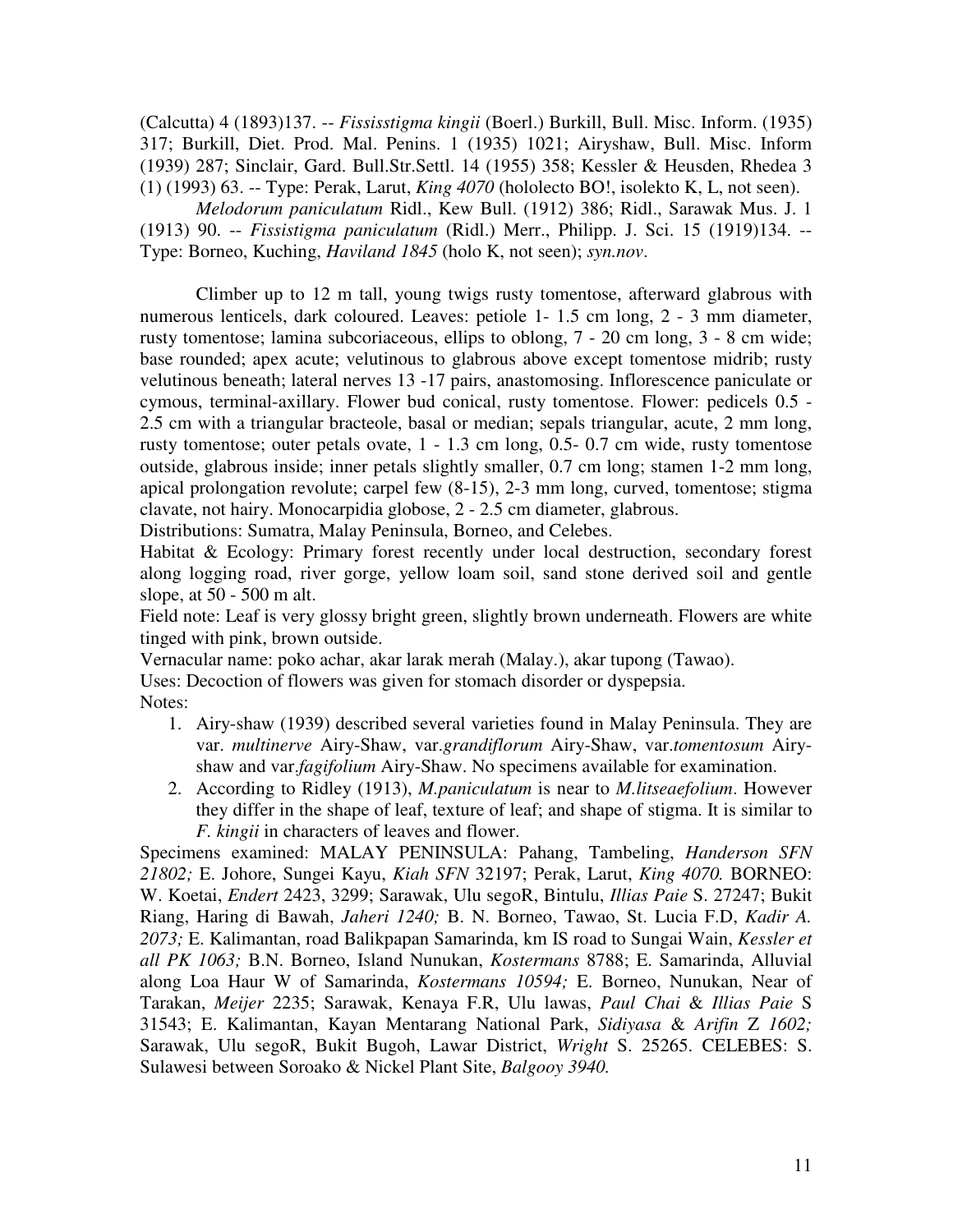(Calcutta) 4 (1893)137. -- *Fississtigma kingii* (Boerl.) Burkill, Bull. Misc. Inform. (1935) 317; Burkill, Diet. Prod. Mal. Penins. 1 (1935) 1021; Airyshaw, Bull. Misc. Inform (1939) 287; Sinclair, Gard. Bull.Str.Settl. 14 (1955) 358; Kessler & Heusden, Rhedea 3 (1) (1993) 63. -- Type: Perak, Larut, *King 4070* (hololecto BO!, isolekto K, L, not seen).

*Melodorum paniculatum* Ridl., Kew Bull. (1912) 386; Ridl., Sarawak Mus. J. 1 (1913) 90. -- *Fissistigma paniculatum* (Ridl.) Merr., Philipp. J. Sci. 15 (1919)134. -- Type: Borneo, Kuching, *Haviland 1845* (holo K, not seen); *syn.nov*.

Climber up to 12 m tall, young twigs rusty tomentose, afterward glabrous with numerous lenticels, dark coloured. Leaves: petiole 1- 1.5 cm long, 2 - 3 mm diameter, rusty tomentose; lamina subcoriaceous, ellips to oblong, 7 - 20 cm long, 3 - 8 cm wide; base rounded; apex acute; velutinous to glabrous above except tomentose midrib; rusty velutinous beneath; lateral nerves 13 -17 pairs, anastomosing. Inflorescence paniculate or cymous, terminal-axillary. Flower bud conical, rusty tomentose. Flower: pedicels 0.5 - 2.5 cm with a triangular bracteole, basal or median; sepals triangular, acute, 2 mm long, rusty tomentose; outer petals ovate, 1 - 1.3 cm long, 0.5- 0.7 cm wide, rusty tomentose outside, glabrous inside; inner petals slightly smaller, 0.7 cm long; stamen 1-2 mm long, apical prolongation revolute; carpel few (8-15), 2-3 mm long, curved, tomentose; stigma clavate, not hairy. Monocarpidia globose, 2 - 2.5 cm diameter, glabrous.

Distributions: Sumatra, Malay Peninsula, Borneo, and Celebes.

Habitat & Ecology: Primary forest recently under local destruction, secondary forest along logging road, river gorge, yellow loam soil, sand stone derived soil and gentle slope, at 50 - 500 m alt.

Field note: Leaf is very glossy bright green, slightly brown underneath. Flowers are white tinged with pink, brown outside.

Vernacular name: poko achar, akar larak merah (Malay.), akar tupong (Tawao).

Uses: Decoction of flowers was given for stomach disorder or dyspepsia.

Notes:

1. Airy-shaw (1939) described several varieties found in Malay Peninsula. They are var. *multinerve* Airy-Shaw, var.*grandiflorum* Airy-Shaw, var.*tomentosum* Airy-shaw and var.*fagifolium* Airy-Shaw. No specimens available for examination.
2. According to Ridley (1913), *M.paniculatum* is near to *M.litseaefolium*. However they differ in the shape of leaf, texture of leaf; and shape of stigma. It is similar to *F. kingii* in characters of leaves and flower.

Specimens examined: MALAY PENINSULA: Pahang, Tambeling, *Handerson SFN 21802;* E. Johore, Sungei Kayu, *Kiah SFN* 32197; Perak, Larut, *King 4070.* BORNEO: W. Koetai, *Endert* 2423, 3299; Sarawak, Ulu segoR, Bintulu, *Illias Paie* S. 27247; Bukit Riang, Haring di Bawah, *Jaheri 1240;* B. N. Borneo, Tawao, St. Lucia F.D, *Kadir A. 2073;* E. Kalimantan, road Balikpapan Samarinda, km IS road to Sungai Wain, *Kessler et all PK 1063;* B.N. Borneo, Island Nunukan, *Kostermans* 8788; E. Samarinda, Alluvial along Loa Haur W of Samarinda, *Kostermans 10594;* E. Borneo, Nunukan, Near of Tarakan, *Meijer* 2235; Sarawak, Kenaya F.R, Ulu lawas, *Paul Chai* & *Illias Paie* S 31543; E. Kalimantan, Kayan Mentarang National Park, *Sidiyasa* & *Arifin* Z *1602;* Sarawak, Ulu segoR, Bukit Bugoh, Lawar District, *Wright* S. 25265. CELEBES: S. Sulawesi between Soroako & Nickel Plant Site, *Balgooy 3940.*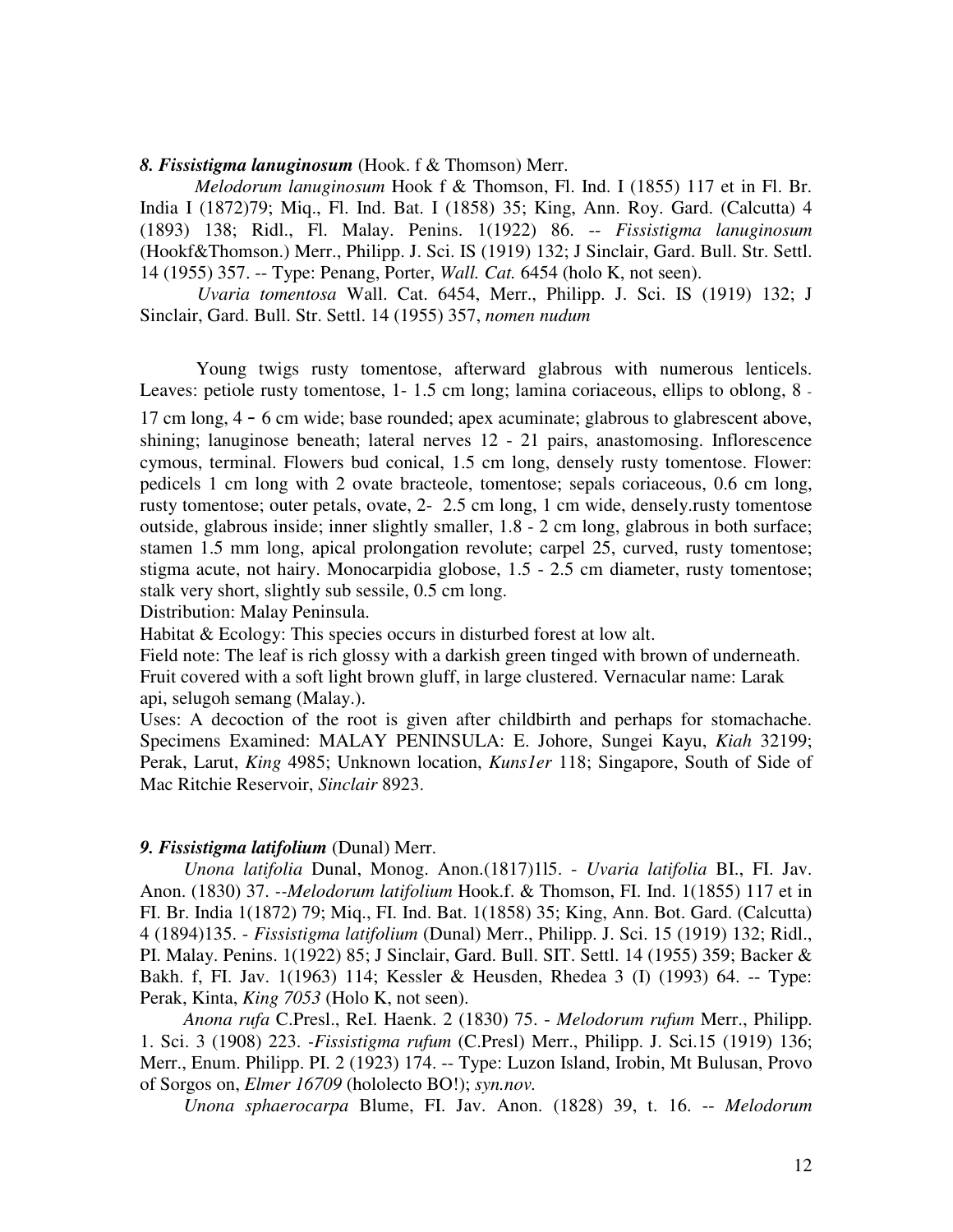***8. Fissistigma lanuginosum*** (Hook. f & Thomson) Merr.

*Melodorum lanuginosum* Hook f & Thomson, Fl. Ind. I (1855) 117 et in Fl. Br. India I (1872)79; Miq., Fl. Ind. Bat. I (1858) 35; King, Ann. Roy. Gard. (Calcutta) 4 (1893) 138; Ridl., Fl. Malay. Penins. 1(1922) 86. -- *Fissistigma lanuginosum* (Hookf&Thomson.) Merr., Philipp. J. Sci. IS (1919) 132; J Sinclair, Gard. Bull. Str. Settl. 14 (1955) 357. -- Type: Penang, Porter, *Wall. Cat.* 6454 (holo K, not seen).

*Uvaria tomentosa* Wall. Cat. 6454, Merr., Philipp. J. Sci. IS (1919) 132; J Sinclair, Gard. Bull. Str. Settl. 14 (1955) 357, *nomen nudum*

Young twigs rusty tomentose, afterward glabrous with numerous lenticels. Leaves: petiole rusty tomentose, 1- 1.5 cm long; lamina coriaceous, ellips to oblong, 8 - 17 cm long, 4 – 6 cm wide; base rounded; apex acuminate; glabrous to glabrescent above, shining; lanuginose beneath; lateral nerves 12 - 21 pairs, anastomosing. Inflorescence cymous, terminal. Flowers bud conical, 1.5 cm long, densely rusty tomentose. Flower: pedicels 1 cm long with 2 ovate bracteole, tomentose; sepals coriaceous, 0.6 cm long, rusty tomentose; outer petals, ovate, 2- 2.5 cm long, 1 cm wide, densely.rusty tomentose outside, glabrous inside; inner slightly smaller, 1.8 - 2 cm long, glabrous in both surface; stamen 1.5 mm long, apical prolongation revolute; carpel 25, curved, rusty tomentose; stigma acute, not hairy. Monocarpidia globose, 1.5 - 2.5 cm diameter, rusty tomentose; stalk very short, slightly sub sessile, 0.5 cm long.

Distribution: Malay Peninsula.

Habitat & Ecology: This species occurs in disturbed forest at low alt.

Field note: The leaf is rich glossy with a darkish green tinged with brown of underneath. Fruit covered with a soft light brown gluff, in large clustered. Vernacular name: Larak api, selugoh semang (Malay.).

Uses: A decoction of the root is given after childbirth and perhaps for stomachache. Specimens Examined: MALAY PENINSULA: E. Johore, Sungei Kayu, *Kiah* 32199; Perak, Larut, *King* 4985; Unknown location, *Kuns1er* 118; Singapore, South of Side of Mac Ritchie Reservoir, *Sinclair* 8923.

***9. Fissistigma latifolium*** (Dunal) Merr.

*Unona latifolia* Dunal, Monog. Anon.(1817)115. - *Uvaria latifolia* BI., FI. Jav. Anon. (1830) 37. --*Melodorum latifolium* Hook.f. & Thomson, FI. Ind. 1(1855) 117 et in FI. Br. India 1(1872) 79; Miq., FI. Ind. Bat. 1(1858) 35; King, Ann. Bot. Gard. (Calcutta) 4 (1894)135. - *Fissistigma latifolium* (Dunal) Merr., Philipp. J. Sci. 15 (1919) 132; Ridl., PI. Malay. Penins. 1(1922) 85; J Sinclair, Gard. Bull. SIT. Settl. 14 (1955) 359; Backer & Bakh. f, FI. Jav. 1(1963) 114; Kessler & Heusden, Rhedea 3 (I) (1993) 64. -- Type: Perak, Kinta, *King 7053* (Holo K, not seen).

*Anona rufa* C.Presl., ReI. Haenk. 2 (1830) 75. - *Melodorum rufum* Merr., Philipp. 1. Sci. 3 (1908) 223. -*Fissistigma rufum* (C.Presl) Merr., Philipp. J. Sci.15 (1919) 136; Merr., Enum. Philipp. PI. 2 (1923) 174. -- Type: Luzon Island, Irobin, Mt Bulusan, Provo of Sorgos on, *Elmer 16709* (hololecto BO!); *syn.nov.*

*Unona sphaerocarpa* Blume, FI. Jav. Anon. (1828) 39, t. 16. -- *Melodorum*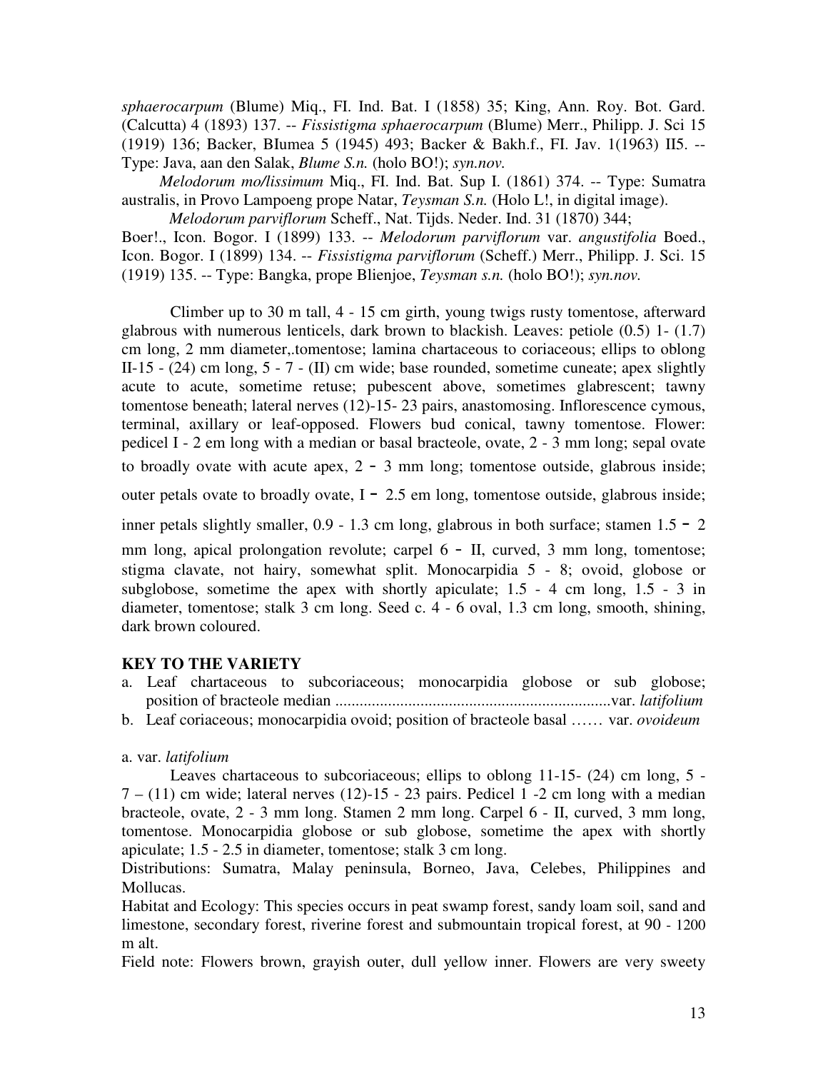*sphaerocarpum* (Blume) Miq., FI. Ind. Bat. I (1858) 35; King, Ann. Roy. Bot. Gard. (Calcutta) 4 (1893) 137. -- *Fissistigma sphaerocarpum* (Blume) Merr., Philipp. J. Sci 15 (1919) 136; Backer, BIumea 5 (1945) 493; Backer & Bakh.f., FI. Jav. 1(1963) II5. -- Type: Java, aan den Salak, *Blume S.n.* (holo BO!); *syn.nov.*

*Melodorum mo/lissimum* Miq., FI. Ind. Bat. Sup I. (1861) 374. -- Type: Sumatra australis, in Provo Lampoeng prope Natar, *Teysman S.n.* (Holo L!, in digital image).

*Melodorum parviflorum* Scheff., Nat. Tijds. Neder. Ind. 31 (1870) 344; Boer!., Icon. Bogor. I (1899) 133. -- *Melodorum parviflorum* var. *angustifolia* Boed., Icon. Bogor. I (1899) 134. -- *Fissistigma parviflorum* (Scheff.) Merr., Philipp. J. Sci. 15 (1919) 135. -- Type: Bangka, prope Blienjoe, *Teysman s.n.* (holo BO!); *syn.nov.*

Climber up to 30 m tall, 4 - 15 cm girth, young twigs rusty tomentose, afterward glabrous with numerous lenticels, dark brown to blackish. Leaves: petiole (0.5) 1- (1.7) cm long, 2 mm diameter,.tomentose; lamina chartaceous to coriaceous; ellips to oblong II-15 - (24) cm long, 5 - 7 - (II) cm wide; base rounded, sometime cuneate; apex slightly acute to acute, sometime retuse; pubescent above, sometimes glabrescent; tawny tomentose beneath; lateral nerves (12)-15- 23 pairs, anastomosing. Inflorescence cymous, terminal, axillary or leaf-opposed. Flowers bud conical, tawny tomentose. Flower: pedicel I - 2 em long with a median or basal bracteole, ovate, 2 - 3 mm long; sepal ovate to broadly ovate with acute apex, 2 - 3 mm long; tomentose outside, glabrous inside; outer petals ovate to broadly ovate, I - 2.5 em long, tomentose outside, glabrous inside; inner petals slightly smaller, 0.9 - 1.3 cm long, glabrous in both surface; stamen 1.5 - 2 mm long, apical prolongation revolute; carpel 6 - II, curved, 3 mm long, tomentose; stigma clavate, not hairy, somewhat split. Monocarpidia 5 - 8; ovoid, globose or subglobose, sometime the apex with shortly apiculate; 1.5 - 4 cm long, 1.5 - 3 in diameter, tomentose; stalk 3 cm long. Seed c. 4 - 6 oval, 1.3 cm long, smooth, shining, dark brown coloured.

**KEY TO THE VARIETY**

a. Leaf chartaceous to subcoriaceous; monocarpidia globose or sub globose; position of bracteole median .................................................................... var. *latifolium*
b. Leaf coriaceous; monocarpidia ovoid; position of bracteole basal …… var. *ovoideum*

a. var. *latifolium*

Leaves chartaceous to subcoriaceous; ellips to oblong 11-15- (24) cm long, 5 - 7 – (11) cm wide; lateral nerves (12)-15 - 23 pairs. Pedicel 1 -2 cm long with a median bracteole, ovate, 2 - 3 mm long. Stamen 2 mm long. Carpel 6 - II, curved, 3 mm long, tomentose. Monocarpidia globose or sub globose, sometime the apex with shortly apiculate; 1.5 - 2.5 in diameter, tomentose; stalk 3 cm long.

Distributions: Sumatra, Malay peninsula, Borneo, Java, Celebes, Philippines and Mollucas.

Habitat and Ecology: This species occurs in peat swamp forest, sandy loam soil, sand and limestone, secondary forest, riverine forest and submountain tropical forest, at 90 - 1200 m alt.

Field note: Flowers brown, grayish outer, dull yellow inner. Flowers are very sweety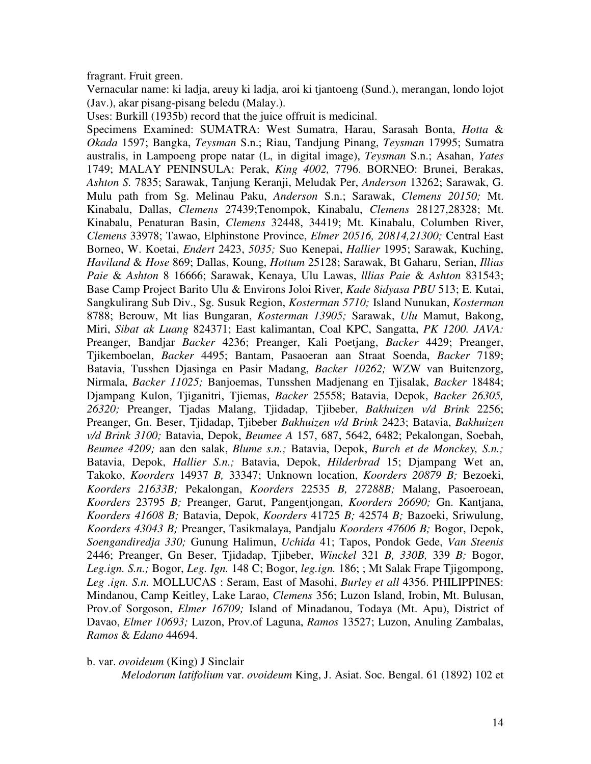fragrant. Fruit green.

Vernacular name: ki ladja, areuy ki ladja, aroi ki tjantoeng (Sund.), merangan, londo lojot (Jav.), akar pisang-pisang beledu (Malay.).

Uses: Burkill (1935b) record that the juice offruit is medicinal.

Specimens Examined: SUMATRA: West Sumatra, Harau, Sarasah Bonta, *Hotta* & *Okada* 1597; Bangka, *Teysman* S.n.; Riau, Tandjung Pinang, *Teysman* 17995; Sumatra australis, in Lampoeng prope natar (L, in digital image), *Teysman* S.n.; Asahan, *Yates* 1749; MALAY PENINSULA: Perak, *King 4002,* 7796. BORNEO: Brunei, Berakas, *Ashton S.* 7835; Sarawak, Tanjung Keranji, Meludak Per, *Anderson* 13262; Sarawak, G. Mulu path from Sg. Melinau Paku, *Anderson* S.n.; Sarawak, *Clemens 20150;* Mt. Kinabalu, Dallas, *Clemens* 27439;Tenompok, Kinabalu, *Clemens* 28127,28328; Mt. Kinabalu, Penaturan Basin, *Clemens* 32448, 34419; Mt. Kinabalu, Columben River, *Clemens* 33978; Tawao, Elphinstone Province, *Elmer 20516, 20814,21300;* Central East Borneo, W. Koetai, *Endert* 2423, *5035;* Suo Kenepai, *Hallier* 1995; Sarawak, Kuching, *Haviland* & *Hose* 869; Dallas, Koung, *Hottum* 25128; Sarawak, Bt Gaharu, Serian, *Illias Paie* & *Ashton* 8 16666; Sarawak, Kenaya, Ulu Lawas, *lllias Paie* & *Ashton* 831543; Base Camp Project Barito Ulu & Environs Joloi River, *Kade 8idyasa PBU* 513; E. Kutai, Sangkulirang Sub Div., Sg. Susuk Region, *Kosterman 5710;* Island Nunukan, *Kosterman* 8788; Berouw, Mt lias Bungaran, *Kosterman 13905;* Sarawak, *Ulu* Mamut, Bakong, Miri, *Sibat ak Luang* 824371; East kalimantan, Coal KPC, Sangatta, *PK 1200. JAVA:* Preanger, Bandjar *Backer* 4236; Preanger, Kali Poetjang, *Backer* 4429; Preanger, Tjikemboelan, *Backer* 4495; Bantam, Pasaoeran aan Straat Soenda, *Backer* 7189; Batavia, Tusshen Djasinga en Pasir Madang, *Backer 10262;* WZW van Buitenzorg, Nirmala, *Backer 11025;* Banjoemas, Tunsshen Madjenang en Tjisalak, *Backer* 18484; Djampang Kulon, Tjiganitri, Tjiemas, *Backer* 25558; Batavia, Depok, *Backer 26305, 26320;* Preanger, Tjadas Malang, Tjidadap, Tjibeber, *Bakhuizen v/d Brink* 2256; Preanger, Gn. Beser, Tjidadap, Tjibeber *Bakhuizen v/d Brink* 2423; Batavia, *Bakhuizen v/d Brink 3100;* Batavia, Depok, *Beumee A* 157, 687, 5642, 6482; Pekalongan, Soebah, *Beumee 4209;* aan den salak, *Blume s.n.;* Batavia, Depok, *Burch et de Monckey, S.n.;* Batavia, Depok, *Hallier S.n.;* Batavia, Depok, *Hilderbrad* 15; Djampang Wet an, Takoko, *Koorders* 14937 *B,* 33347; Unknown location, *Koorders 20879 B;* Bezoeki, *Koorders 21633B;* Pekalongan, *Koorders* 22535 *B, 27288B;* Malang, Pasoeroean, *Koorders* 23795 *B;* Preanger, Garut, Pangentjongan, *Koorders 26690;* Gn. Kantjana, *Koorders 41608 B;* Batavia, Depok, *Koorders* 41725 *B;* 42574 *B;* Bazoeki, Sriwulung, *Koorders 43043 B;* Preanger, Tasikmalaya, Pandjalu *Koorders 47606 B;* Bogor, Depok, *Soengandiredja 330;* Gunung Halimun, *Uchida* 41; Tapos, Pondok Gede, *Van Steenis* 2446; Preanger, Gn Beser, Tjidadap, Tjibeber, *Winckel* 321 *B, 330B,* 339 *B;* Bogor, *Leg.ign. S.n.;* Bogor, *Leg. Ign.* 148 C; Bogor, *leg.ign.* 186; ; Mt Salak Frape Tjigompong, *Leg .ign. S.n.* MOLLUCAS : Seram, East of Masohi, *Burley et all* 4356. PHILIPPINES: Mindanou, Camp Keitley, Lake Larao, *Clemens* 356; Luzon Island, Irobin, Mt. Bulusan, Prov.of Sorgoson, *Elmer 16709;* Island of Minadanou, Todaya (Mt. Apu), District of Davao, *Elmer 10693;* Luzon, Prov.of Laguna, *Ramos* 13527; Luzon, Anuling Zambalas, *Ramos* & *Edano* 44694.

b. var. *ovoideum* (King) J Sinclair

*Melodorum latifolium* var. *ovoideum* King, J. Asiat. Soc. Bengal. 61 (1892) 102 et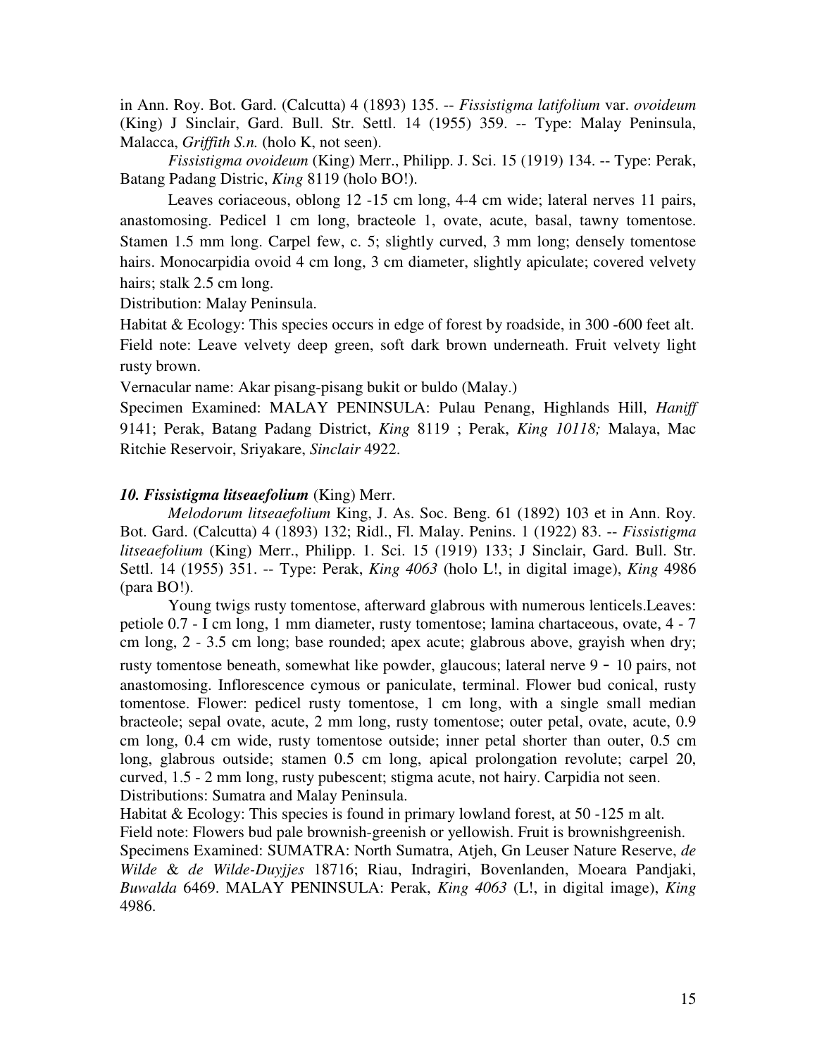in Ann. Roy. Bot. Gard. (Calcutta) 4 (1893) 135. -- *Fissistigma latifolium* var. *ovoideum* (King) J Sinclair, Gard. Bull. Str. Settl. 14 (1955) 359. -- Type: Malay Peninsula, Malacca, *Griffith S.n.* (holo K, not seen).

*Fissistigma ovoideum* (King) Merr., Philipp. J. Sci. 15 (1919) 134. -- Type: Perak, Batang Padang Distric, *King* 8119 (holo BO!).

Leaves coriaceous, oblong 12 -15 cm long, 4-4 cm wide; lateral nerves 11 pairs, anastomosing. Pedicel 1 cm long, bracteole 1, ovate, acute, basal, tawny tomentose. Stamen 1.5 mm long. Carpel few, c. 5; slightly curved, 3 mm long; densely tomentose hairs. Monocarpidia ovoid 4 cm long, 3 cm diameter, slightly apiculate; covered velvety hairs; stalk 2.5 cm long.

Distribution: Malay Peninsula.

Habitat & Ecology: This species occurs in edge of forest by roadside, in 300 -600 feet alt.

Field note: Leave velvety deep green, soft dark brown underneath. Fruit velvety light rusty brown.

Vernacular name: Akar pisang-pisang bukit or buldo (Malay.)

Specimen Examined: MALAY PENINSULA: Pulau Penang, Highlands Hill, *Haniff* 9141; Perak, Batang Padang District, *King* 8119 ; Perak, *King 10118;* Malaya, Mac Ritchie Reservoir, Sriyakare, *Sinclair* 4922.

### *10. Fissistigma litseaefolium* (King) Merr.

*Melodorum litseaefolium* King, J. As. Soc. Beng. 61 (1892) 103 et in Ann. Roy. Bot. Gard. (Calcutta) 4 (1893) 132; Ridl., Fl. Malay. Penins. 1 (1922) 83. -- *Fissistigma litseaefolium* (King) Merr., Philipp. 1. Sci. 15 (1919) 133; J Sinclair, Gard. Bull. Str. Settl. 14 (1955) 351. -- Type: Perak, *King 4063* (holo L!, in digital image), *King* 4986 (para BO!).

Young twigs rusty tomentose, afterward glabrous with numerous lenticels.Leaves: petiole 0.7 - I cm long, 1 mm diameter, rusty tomentose; lamina chartaceous, ovate, 4 - 7 cm long, 2 - 3.5 cm long; base rounded; apex acute; glabrous above, grayish when dry; rusty tomentose beneath, somewhat like powder, glaucous; lateral nerve 9 - 10 pairs, not anastomosing. Inflorescence cymous or paniculate, terminal. Flower bud conical, rusty tomentose. Flower: pedicel rusty tomentose, 1 cm long, with a single small median bracteole; sepal ovate, acute, 2 mm long, rusty tomentose; outer petal, ovate, acute, 0.9 cm long, 0.4 cm wide, rusty tomentose outside; inner petal shorter than outer, 0.5 cm long, glabrous outside; stamen 0.5 cm long, apical prolongation revolute; carpel 20, curved, 1.5 - 2 mm long, rusty pubescent; stigma acute, not hairy. Carpidia not seen.

Distributions: Sumatra and Malay Peninsula.

Habitat & Ecology: This species is found in primary lowland forest, at 50 -125 m alt.

Field note: Flowers bud pale brownish-greenish or yellowish. Fruit is brownishgreenish.

Specimens Examined: SUMATRA: North Sumatra, Atjeh, Gn Leuser Nature Reserve, *de Wilde* & *de Wilde-Duyjjes* 18716; Riau, Indragiri, Bovenlanden, Moeara Pandjaki, *Buwalda* 6469. MALAY PENINSULA: Perak, *King 4063* (L!, in digital image), *King* 4986.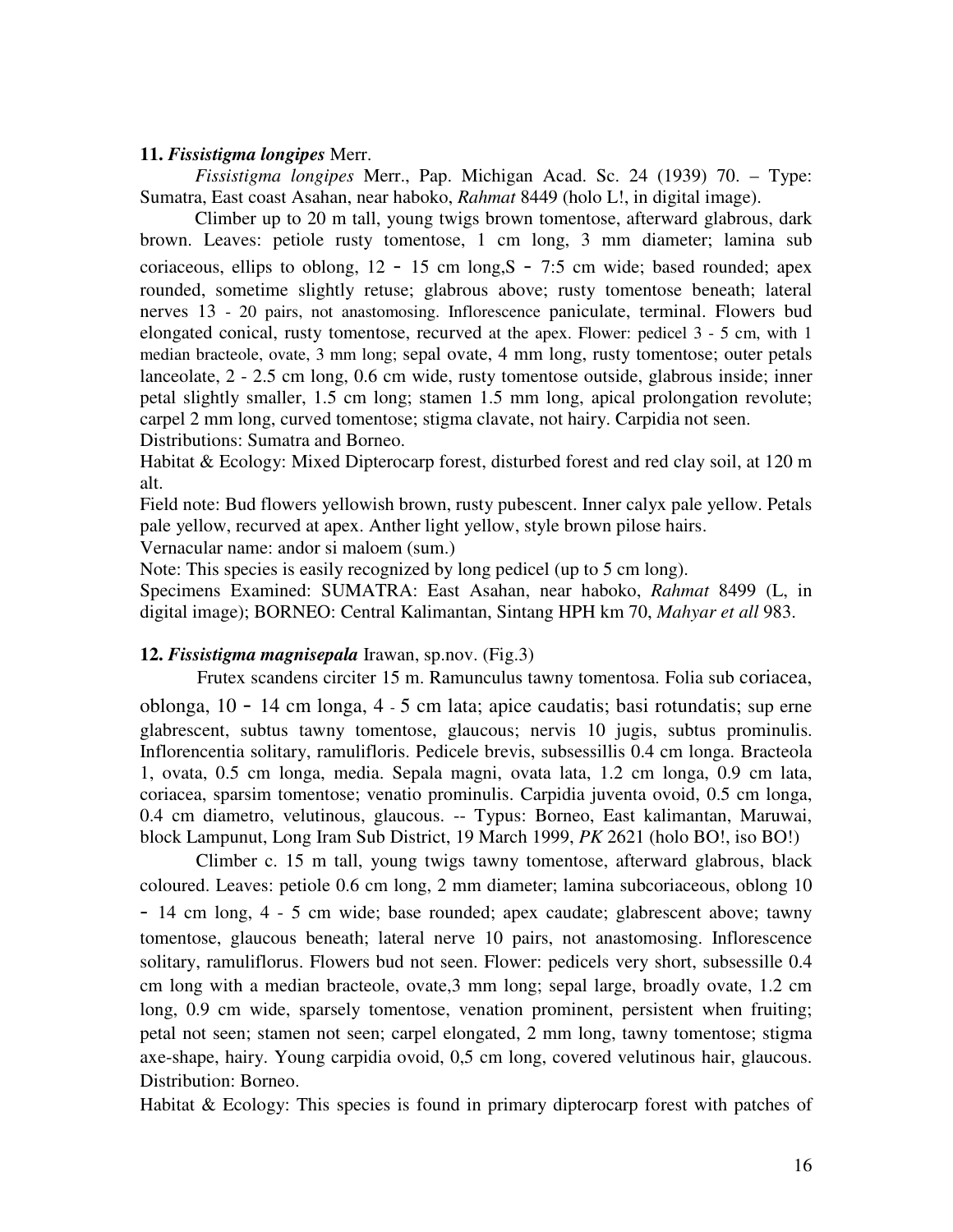**11.** ***Fissistigma longipes*** **Merr.**

*Fissistigma longipes* Merr., Pap. Michigan Acad. Sc. 24 (1939) 70. – Type: Sumatra, East coast Asahan, near haboko, *Rahmat* 8449 (holo L!, in digital image).

Climber up to 20 m tall, young twigs brown tomentose, afterward glabrous, dark brown. Leaves: petiole rusty tomentose, 1 cm long, 3 mm diameter; lamina sub coriaceous, ellips to oblong, 12 - 15 cm long,S - 7:5 cm wide; based rounded; apex rounded, sometime slightly retuse; glabrous above; rusty tomentose beneath; lateral nerves 13 - 20 pairs, not anastomosing. Inflorescence paniculate, terminal. Flowers bud elongated conical, rusty tomentose, recurved at the apex. Flower: pedicel 3 - 5 cm, with 1 median bracteole, ovate, 3 mm long; sepal ovate, 4 mm long, rusty tomentose; outer petals lanceolate, 2 - 2.5 cm long, 0.6 cm wide, rusty tomentose outside, glabrous inside; inner petal slightly smaller, 1.5 cm long; stamen 1.5 mm long, apical prolongation revolute; carpel 2 mm long, curved tomentose; stigma clavate, not hairy. Carpidia not seen.

Distributions: Sumatra and Borneo.

Habitat & Ecology: Mixed Dipterocarp forest, disturbed forest and red clay soil, at 120 m alt.

Field note: Bud flowers yellowish brown, rusty pubescent. Inner calyx pale yellow. Petals pale yellow, recurved at apex. Anther light yellow, style brown pilose hairs.

Vernacular name: andor si maloem (sum.)

Note: This species is easily recognized by long pedicel (up to 5 cm long).

Specimens Examined: SUMATRA: East Asahan, near haboko, *Rahmat* 8499 (L, in digital image); BORNEO: Central Kalimantan, Sintang HPH km 70, *Mahyar et all* 983.

**12.** ***Fissistigma magnisepala*** **Irawan, sp.nov. (Fig.3)**

Frutex scandens circiter 15 m. Ramunculus tawny tomentosa. Folia sub coriacea, oblonga, 10 - 14 cm longa, 4 - 5 cm lata; apice caudatis; basi rotundatis; sup erne glabrescent, subtus tawny tomentose, glaucous; nervis 10 jugis, subtus prominulis. Inflorencentia solitary, ramulifloris. Pedicele brevis, subsessillis 0.4 cm longa. Bracteola 1, ovata, 0.5 cm longa, media. Sepala magni, ovata lata, 1.2 cm longa, 0.9 cm lata, coriacea, sparsim tomentose; venatio prominulis. Carpidia juventa ovoid, 0.5 cm longa, 0.4 cm diametro, velutinous, glaucous. -- Typus: Borneo, East kalimantan, Maruwai, block Lampunut, Long Iram Sub District, 19 March 1999, *PK* 2621 (holo BO!, iso BO!)

Climber c. 15 m tall, young twigs tawny tomentose, afterward glabrous, black coloured. Leaves: petiole 0.6 cm long, 2 mm diameter; lamina subcoriaceous, oblong 10 - 14 cm long, 4 - 5 cm wide; base rounded; apex caudate; glabrescent above; tawny tomentose, glaucous beneath; lateral nerve 10 pairs, not anastomosing. Inflorescence solitary, ramuliflorus. Flowers bud not seen. Flower: pedicels very short, subsessille 0.4 cm long with a median bracteole, ovate,3 mm long; sepal large, broadly ovate, 1.2 cm long, 0.9 cm wide, sparsely tomentose, venation prominent, persistent when fruiting; petal not seen; stamen not seen; carpel elongated, 2 mm long, tawny tomentose; stigma axe-shape, hairy. Young carpidia ovoid, 0,5 cm long, covered velutinous hair, glaucous.

Distribution: Borneo.

Habitat & Ecology: This species is found in primary dipterocarp forest with patches of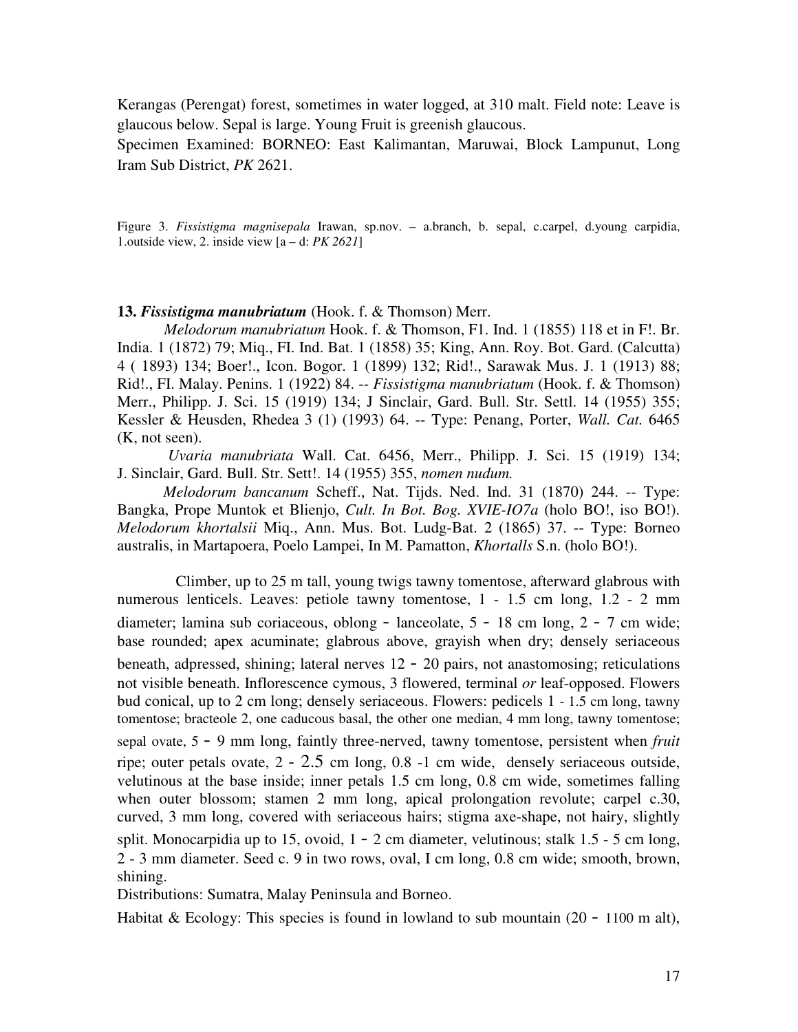Kerangas (Perengat) forest, sometimes in water logged, at 310 malt. Field note: Leave is glaucous below. Sepal is large. Young Fruit is greenish glaucous.

Specimen Examined: BORNEO: East Kalimantan, Maruwai, Block Lampunut, Long Iram Sub District, *PK* 2621.

Figure 3. *Fissistigma magnisepala* Irawan, sp.nov. – a.branch, b. sepal, c.carpel, d.young carpidia, 1.outside view, 2. inside view [a – d: *PK 2621*]

**13.** ***Fissistigma manubriatum*** **(Hook. f. & Thomson) Merr.**

*Melodorum manubriatum* Hook. f. & Thomson, F1. Ind. 1 (1855) 118 et in F!. Br. India. 1 (1872) 79; Miq., FI. Ind. Bat. 1 (1858) 35; King, Ann. Roy. Bot. Gard. (Calcutta) 4 ( 1893) 134; Boer!., Icon. Bogor. 1 (1899) 132; Rid!., Sarawak Mus. J. 1 (1913) 88; Rid!., FI. Malay. Penins. 1 (1922) 84. -- *Fissistigma manubriatum* (Hook. f. & Thomson) Merr., Philipp. J. Sci. 15 (1919) 134; J Sinclair, Gard. Bull. Str. Settl. 14 (1955) 355; Kessler & Heusden, Rhedea 3 (1) (1993) 64. -- Type: Penang, Porter, *Wall. Cat.* 6465 (K, not seen).

*Uvaria manubriata* Wall. Cat. 6456, Merr., Philipp. J. Sci. 15 (1919) 134; J. Sinclair, Gard. Bull. Str. Sett!. 14 (1955) 355, *nomen nudum.*

*Melodorum bancanum* Scheff., Nat. Tijds. Ned. Ind. 31 (1870) 244. -- Type: Bangka, Prope Muntok et Blienjo, *Cult. In Bot. Bog. XVIE-IO7a* (holo BO!, iso BO!). *Melodorum khortalsii* Miq., Ann. Mus. Bot. Ludg-Bat. 2 (1865) 37. -- Type: Borneo australis, in Martapoera, Poelo Lampei, In M. Pamatton, *Khortalls* S.n. (holo BO!).

Climber, up to 25 m tall, young twigs tawny tomentose, afterward glabrous with numerous lenticels. Leaves: petiole tawny tomentose, 1 - 1.5 cm long, 1.2 - 2 mm diameter; lamina sub coriaceous, oblong - lanceolate, 5 - 18 cm long, 2 - 7 cm wide; base rounded; apex acuminate; glabrous above, grayish when dry; densely seriaceous beneath, adpressed, shining; lateral nerves 12 - 20 pairs, not anastomosing; reticulations not visible beneath. Inflorescence cymous, 3 flowered, terminal *or* leaf-opposed. Flowers bud conical, up to 2 cm long; densely seriaceous. Flowers: pedicels 1 - 1.5 cm long, tawny tomentose; bracteole 2, one caducous basal, the other one median, 4 mm long, tawny tomentose; sepal ovate, 5 - 9 mm long, faintly three-nerved, tawny tomentose, persistent when *fruit* ripe; outer petals ovate, 2 - 2.5 cm long, 0.8 -1 cm wide, densely seriaceous outside, velutinous at the base inside; inner petals 1.5 cm long, 0.8 cm wide, sometimes falling when outer blossom; stamen 2 mm long, apical prolongation revolute; carpel c.30, curved, 3 mm long, covered with seriaceous hairs; stigma axe-shape, not hairy, slightly split. Monocarpidia up to 15, ovoid, 1 - 2 cm diameter, velutinous; stalk 1.5 - 5 cm long, 2 - 3 mm diameter. Seed c. 9 in two rows, oval, I cm long, 0.8 cm wide; smooth, brown, shining.

Distributions: Sumatra, Malay Peninsula and Borneo.

Habitat & Ecology: This species is found in lowland to sub mountain (20 - 1100 m alt),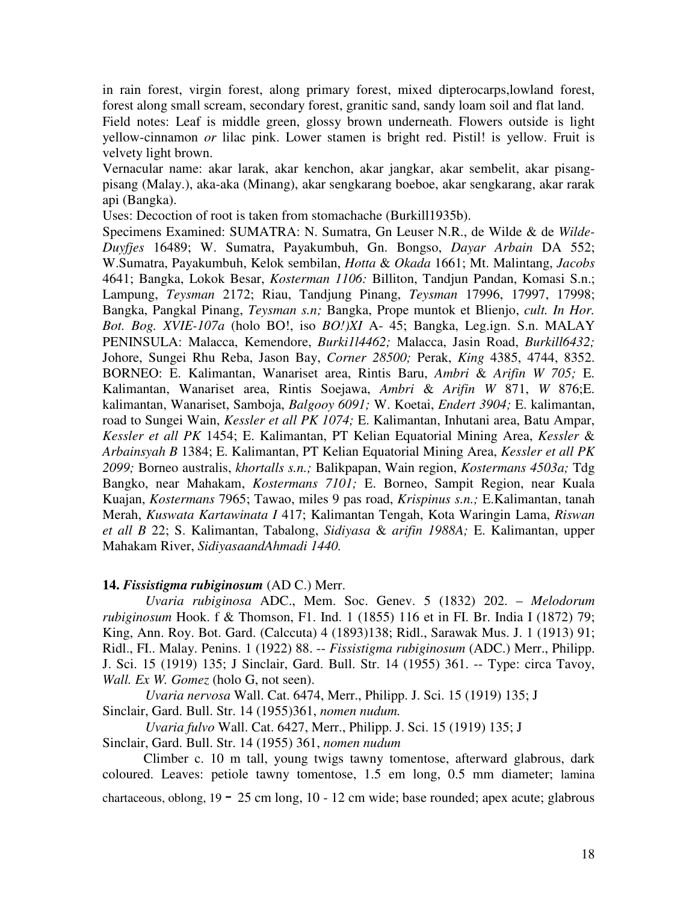in rain forest, virgin forest, along primary forest, mixed dipterocarps,lowland forest, forest along small scream, secondary forest, granitic sand, sandy loam soil and flat land.

Field notes: Leaf is middle green, glossy brown underneath. Flowers outside is light yellow-cinnamon *or* lilac pink. Lower stamen is bright red. Pistil! is yellow. Fruit is velvety light brown.

Vernacular name: akar larak, akar kenchon, akar jangkar, akar sembelit, akar pisang-pisang (Malay.), aka-aka (Minang), akar sengkarang boeboe, akar sengkarang, akar rarak api (Bangka).

Uses: Decoction of root is taken from stomachache (Burkill1935b).

Specimens Examined: SUMATRA: N. Sumatra, Gn Leuser N.R., de Wilde & de *Wilde-Duyfjes* 16489; W. Sumatra, Payakumbuh, Gn. Bongso, *Dayar Arbain* DA 552; W.Sumatra, Payakumbuh, Kelok sembilan, *Hotta* & *Okada* 1661; Mt. Malintang, *Jacobs* 4641; Bangka, Lokok Besar, *Kosterman 1106:* Billiton, Tandjun Pandan, Komasi S.n.; Lampung, *Teysman* 2172; Riau, Tandjung Pinang, *Teysman* 17996, 17997, 17998; Bangka, Pangkal Pinang, *Teysman s.n;* Bangka, Prope muntok et Blienjo, *cult. In Hor. Bot. Bog. XVIE-107a* (holo BO!, iso *BO!)XI* A- 45; Bangka, Leg.ign. S.n. MALAY PENINSULA: Malacca, Kemendore, *Burki1l4462;* Malacca, Jasin Road, *Burkill6432;* Johore, Sungei Rhu Reba, Jason Bay, *Corner 28500;* Perak, *King* 4385, 4744, 8352. BORNEO: E. Kalimantan, Wanariset area, Rintis Baru, *Ambri* & *Arifin W 705;* E. Kalimantan, Wanariset area, Rintis Soejawa, *Ambri* & *Arifin W* 871, *W* 876;E. kalimantan, Wanariset, Samboja, *Balgooy 6091;* W. Koetai, *Endert 3904;* E. kalimantan, road to Sungei Wain, *Kessler et all PK 1074;* E. Kalimantan, Inhutani area, Batu Ampar, *Kessler et all PK* 1454; E. Kalimantan, PT Kelian Equatorial Mining Area, *Kessler* & *Arbainsyah B* 1384; E. Kalimantan, PT Kelian Equatorial Mining Area, *Kessler et all PK 2099;* Borneo australis, *khortalls s.n.;* Balikpapan, Wain region, *Kostermans 4503a;* Tdg Bangko, near Mahakam, *Kostermans 7101;* E. Borneo, Sampit Region, near Kuala Kuajan, *Kostermans* 7965; Tawao, miles 9 pas road, *Krispinus s.n.;* E.Kalimantan, tanah Merah, *Kuswata Kartawinata I* 417; Kalimantan Tengah, Kota Waringin Lama, *Riswan et all B* 22; S. Kalimantan, Tabalong, *Sidiyasa* & *arifin 1988A;* E. Kalimantan, upper Mahakam River, *SidiyasaandAhmadi 1440.*

**14.** ***Fissistigma rubiginosum*** (AD C.) Merr.

*Uvaria rubiginosa* ADC., Mem. Soc. Genev. 5 (1832) 202. – *Melodorum rubiginosum* Hook. f & Thomson, F1. Ind. 1 (1855) 116 et in FI. Br. India I (1872) 79; King, Ann. Roy. Bot. Gard. (Calccuta) 4 (1893)138; Ridl., Sarawak Mus. J. 1 (1913) 91; Ridl., FI.. Malay. Penins. 1 (1922) 88. -- *Fissistigma rubiginosum* (ADC.) Merr., Philipp. J. Sci. 15 (1919) 135; J Sinclair, Gard. Bull. Str. 14 (1955) 361. -- Type: circa Tavoy, *Wall. Ex W. Gomez* (holo G, not seen).

*Uvaria nervosa* Wall. Cat. 6474, Merr., Philipp. J. Sci. 15 (1919) 135; J Sinclair, Gard. Bull. Str. 14 (1955)361, *nomen nudum.*

*Uvaria fulvo* Wall. Cat. 6427, Merr., Philipp. J. Sci. 15 (1919) 135; J Sinclair, Gard. Bull. Str. 14 (1955) 361, *nomen nudum*

Climber c. 10 m tall, young twigs tawny tomentose, afterward glabrous, dark coloured. Leaves: petiole tawny tomentose, 1.5 em long, 0.5 mm diameter; lamina chartaceous, oblong, 19 - 25 cm long, 10 - 12 cm wide; base rounded; apex acute; glabrous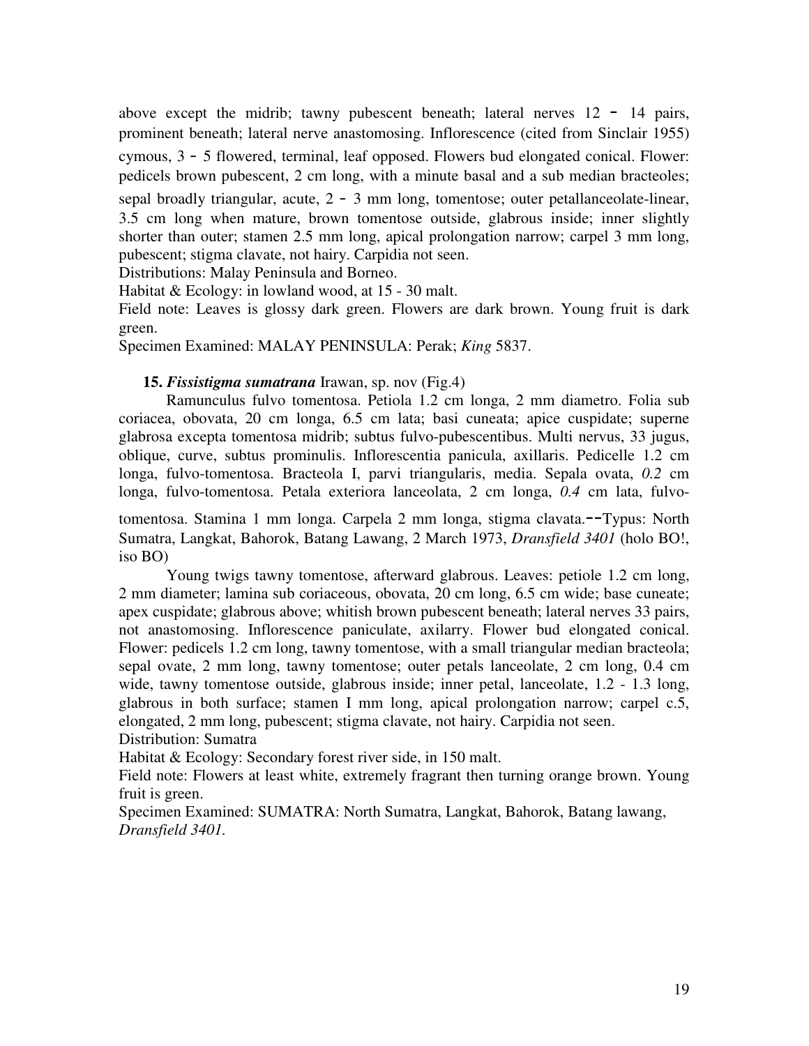above except the midrib; tawny pubescent beneath; lateral nerves 12 - 14 pairs, prominent beneath; lateral nerve anastomosing. Inflorescence (cited from Sinclair 1955) cymous, 3 - 5 flowered, terminal, leaf opposed. Flowers bud elongated conical. Flower: pedicels brown pubescent, 2 cm long, with a minute basal and a sub median bracteoles; sepal broadly triangular, acute, 2 - 3 mm long, tomentose; outer petallanceolate-linear, 3.5 cm long when mature, brown tomentose outside, glabrous inside; inner slightly shorter than outer; stamen 2.5 mm long, apical prolongation narrow; carpel 3 mm long, pubescent; stigma clavate, not hairy. Carpidia not seen.

Distributions: Malay Peninsula and Borneo.

Habitat & Ecology: in lowland wood, at 15 - 30 malt.

Field note: Leaves is glossy dark green. Flowers are dark brown. Young fruit is dark green.

Specimen Examined: MALAY PENINSULA: Perak; *King* 5837.

**15.** ***Fissistigma sumatrana*** **Irawan, sp. nov (Fig.4)**

Ramunculus fulvo tomentosa. Petiola 1.2 cm longa, 2 mm diametro. Folia sub coriacea, obovata, 20 cm longa, 6.5 cm lata; basi cuneata; apice cuspidate; superne glabrosa excepta tomentosa midrib; subtus fulvo-pubescentibus. Multi nervus, 33 jugus, oblique, curve, subtus prominulis. Inflorescentia panicula, axillaris. Pedicelle 1.2 cm longa, fulvo-tomentosa. Bracteola I, parvi triangularis, media. Sepala ovata, *0.2* cm longa, fulvo-tomentosa. Petala exteriora lanceolata, 2 cm longa, *0.4* cm lata, fulvo-tomentosa. Stamina 1 mm longa. Carpela 2 mm longa, stigma clavata.--Typus: North Sumatra, Langkat, Bahorok, Batang Lawang, 2 March 1973, *Dransfield 3401* (holo BO!, iso BO)

Young twigs tawny tomentose, afterward glabrous. Leaves: petiole 1.2 cm long, 2 mm diameter; lamina sub coriaceous, obovata, 20 cm long, 6.5 cm wide; base cuneate; apex cuspidate; glabrous above; whitish brown pubescent beneath; lateral nerves 33 pairs, not anastomosing. Inflorescence paniculate, axilarry. Flower bud elongated conical. Flower: pedicels 1.2 cm long, tawny tomentose, with a small triangular median bracteola; sepal ovate, 2 mm long, tawny tomentose; outer petals lanceolate, 2 cm long, 0.4 cm wide, tawny tomentose outside, glabrous inside; inner petal, lanceolate, 1.2 - 1.3 long, glabrous in both surface; stamen I mm long, apical prolongation narrow; carpel c.5, elongated, 2 mm long, pubescent; stigma clavate, not hairy. Carpidia not seen.

Distribution: Sumatra

Habitat & Ecology: Secondary forest river side, in 150 malt.

Field note: Flowers at least white, extremely fragrant then turning orange brown. Young fruit is green.

Specimen Examined: SUMATRA: North Sumatra, Langkat, Bahorok, Batang lawang, *Dransfield 3401.*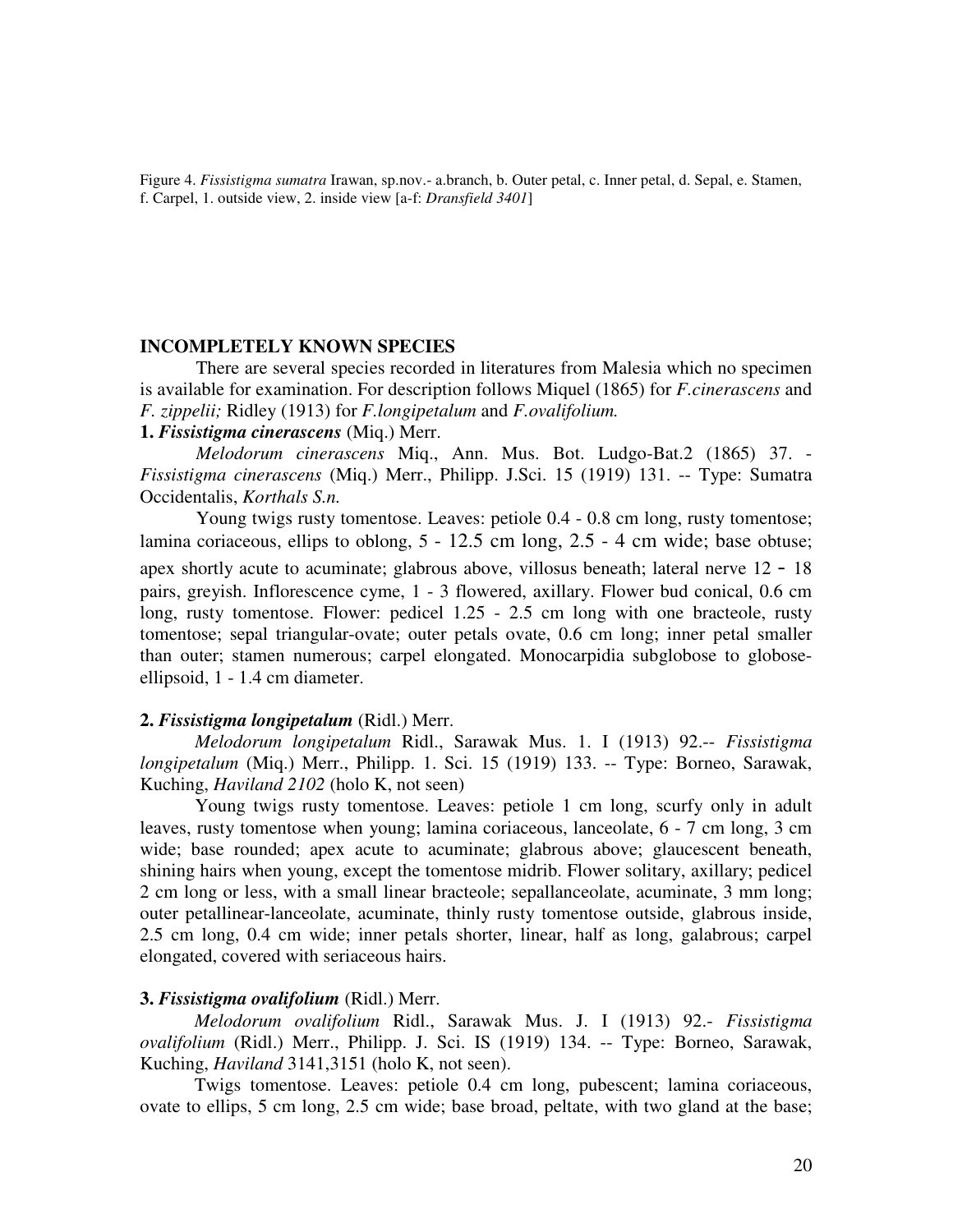Figure 4. *Fissistigma sumatra* Irawan, sp.nov.- a.branch, b. Outer petal, c. Inner petal, d. Sepal, e. Stamen, f. Carpel, 1. outside view, 2. inside view [a-f: *Dransfield 3401*]

## INCOMPLETELY KNOWN SPECIES

There are several species recorded in literatures from Malesia which no specimen is available for examination. For description follows Miquel (1865) for *F.cinerascens* and *F. zippelii;* Ridley (1913) for *F.longipetalum* and *F.ovalifolium.*

**1. *Fissistigma cinerascens*** (Miq.) Merr.

*Melodorum cinerascens* Miq., Ann. Mus. Bot. Ludgo-Bat.2 (1865) 37. - *Fissistigma cinerascens* (Miq.) Merr., Philipp. J.Sci. 15 (1919) 131. -- Type: Sumatra Occidentalis, *Korthals S.n.*

Young twigs rusty tomentose. Leaves: petiole 0.4 - 0.8 cm long, rusty tomentose; lamina coriaceous, ellips to oblong, 5 - 12.5 cm long, 2.5 - 4 cm wide; base obtuse; apex shortly acute to acuminate; glabrous above, villosus beneath; lateral nerve 12 - 18 pairs, greyish. Inflorescence cyme, 1 - 3 flowered, axillary. Flower bud conical, 0.6 cm long, rusty tomentose. Flower: pedicel 1.25 - 2.5 cm long with one bracteole, rusty tomentose; sepal triangular-ovate; outer petals ovate, 0.6 cm long; inner petal smaller than outer; stamen numerous; carpel elongated. Monocarpidia subglobose to globose-ellipsoid, 1 - 1.4 cm diameter.

**2. *Fissistigma longipetalum*** (Ridl.) Merr.

*Melodorum longipetalum* Ridl., Sarawak Mus. 1. I (1913) 92.-- *Fissistigma longipetalum* (Miq.) Merr., Philipp. 1. Sci. 15 (1919) 133. -- Type: Borneo, Sarawak, Kuching, *Haviland 2102* (holo K, not seen)

Young twigs rusty tomentose. Leaves: petiole 1 cm long, scurfy only in adult leaves, rusty tomentose when young; lamina coriaceous, lanceolate, 6 - 7 cm long, 3 cm wide; base rounded; apex acute to acuminate; glabrous above; glaucescent beneath, shining hairs when young, except the tomentose midrib. Flower solitary, axillary; pedicel 2 cm long or less, with a small linear bracteole; sepallanceolate, acuminate, 3 mm long; outer petallinear-lanceolate, acuminate, thinly rusty tomentose outside, glabrous inside, 2.5 cm long, 0.4 cm wide; inner petals shorter, linear, half as long, galabrous; carpel elongated, covered with seriaceous hairs.

**3. *Fissistigma ovalifolium*** (Ridl.) Merr.

*Melodorum ovalifolium* Ridl., Sarawak Mus. J. I (1913) 92.- *Fissistigma ovalifolium* (Ridl.) Merr., Philipp. J. Sci. IS (1919) 134. -- Type: Borneo, Sarawak, Kuching, *Haviland* 3141,3151 (holo K, not seen).

Twigs tomentose. Leaves: petiole 0.4 cm long, pubescent; lamina coriaceous, ovate to ellips, 5 cm long, 2.5 cm wide; base broad, peltate, with two gland at the base;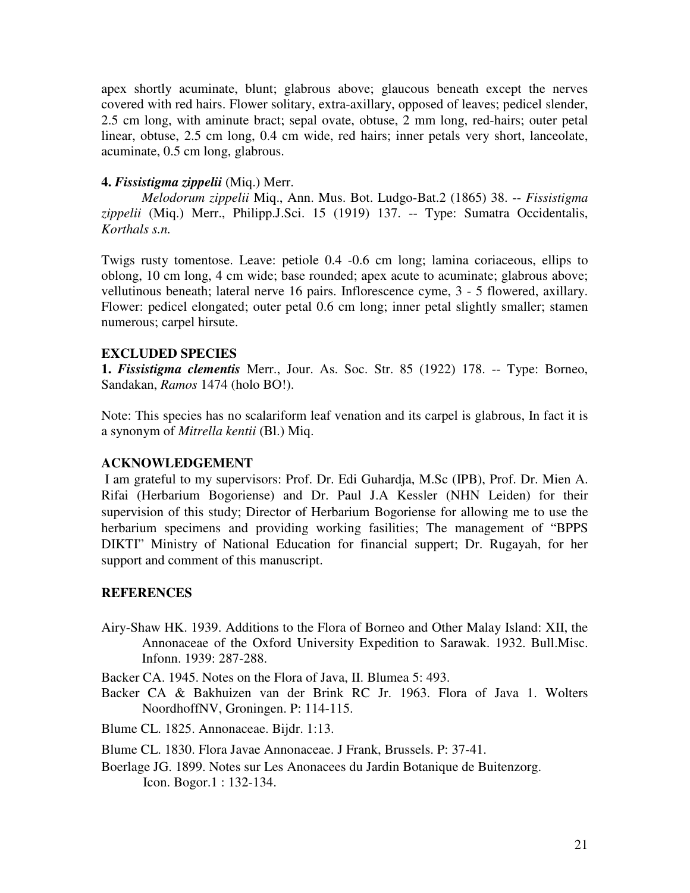apex shortly acuminate, blunt; glabrous above; glaucous beneath except the nerves covered with red hairs. Flower solitary, extra-axillary, opposed of leaves; pedicel slender, 2.5 cm long, with aminute bract; sepal ovate, obtuse, 2 mm long, red-hairs; outer petal linear, obtuse, 2.5 cm long, 0.4 cm wide, red hairs; inner petals very short, lanceolate, acuminate, 0.5 cm long, glabrous.

**4. *Fissistigma zippelii*** (Miq.) Merr.

*Melodorum zippelii* Miq., Ann. Mus. Bot. Ludgo-Bat.2 (1865) 38. -- *Fissistigma zippelii* (Miq.) Merr., Philipp.J.Sci. 15 (1919) 137. -- Type: Sumatra Occidentalis, *Korthals s.n.*

Twigs rusty tomentose. Leave: petiole 0.4 -0.6 cm long; lamina coriaceous, ellips to oblong, 10 cm long, 4 cm wide; base rounded; apex acute to acuminate; glabrous above; vellutinous beneath; lateral nerve 16 pairs. Inflorescence cyme, 3 - 5 flowered, axillary. Flower: pedicel elongated; outer petal 0.6 cm long; inner petal slightly smaller; stamen numerous; carpel hirsute.

## EXCLUDED SPECIES

**1. *Fissistigma clementis*** Merr., Jour. As. Soc. Str. 85 (1922) 178. -- Type: Borneo, Sandakan, *Ramos* 1474 (holo BO!).

Note: This species has no scalariform leaf venation and its carpel is glabrous, In fact it is a synonym of *Mitrella kentii* (Bl.) Miq.

## ACKNOWLEDGEMENT

I am grateful to my supervisors: Prof. Dr. Edi Guhardja, M.Sc (IPB), Prof. Dr. Mien A. Rifai (Herbarium Bogoriense) and Dr. Paul J.A Kessler (NHN Leiden) for their supervision of this study; Director of Herbarium Bogoriense for allowing me to use the herbarium specimens and providing working fasilities; The management of "BPPS DIKTI" Ministry of National Education for financial suppert; Dr. Rugayah, for her support and comment of this manuscript.

## REFERENCES

Airy-Shaw HK. 1939. Additions to the Flora of Borneo and Other Malay Island: XII, the Annonaceae of the Oxford University Expedition to Sarawak. 1932. Bull.Misc. Infonn. 1939: 287-288.

Backer CA. 1945. Notes on the Flora of Java, II. Blumea 5: 493.

Backer CA & Bakhuizen van der Brink RC Jr. 1963. Flora of Java 1. Wolters NoordhoffNV, Groningen. P: 114-115.

Blume CL. 1825. Annonaceae. Bijdr. 1:13.

Blume CL. 1830. Flora Javae Annonaceae. J Frank, Brussels. P: 37-41.

Boerlage JG. 1899. Notes sur Les Anonacees du Jardin Botanique de Buitenzorg. Icon. Bogor.1 : 132-134.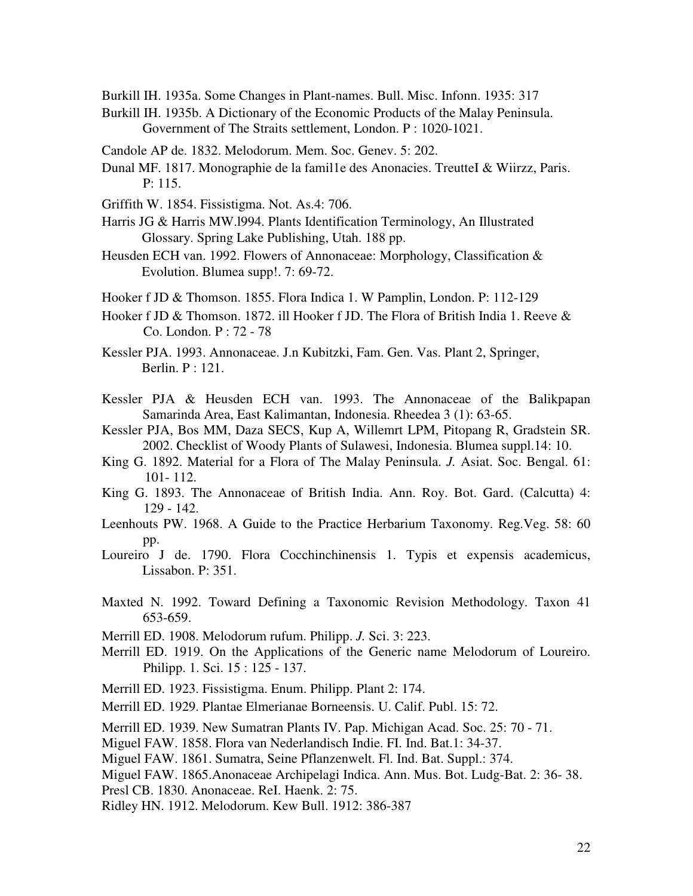Burkill IH. 1935a. Some Changes in Plant-names. Bull. Misc. Infonn. 1935: 317

Burkill IH. 1935b. A Dictionary of the Economic Products of the Malay Peninsula. Government of The Straits settlement, London. P : 1020-1021.

Candole AP de. 1832. Melodorum. Mem. Soc. Genev. 5: 202.

Dunal MF. 1817. Monographie de la famil1e des Anonacies. TreutteI & Wiirzz, Paris. P: 115.

Griffith W. 1854. Fissistigma. Not. As.4: 706.

Harris JG & Harris MW.l994. Plants Identification Terminology, An Illustrated Glossary. Spring Lake Publishing, Utah. 188 pp.

Heusden ECH van. 1992. Flowers of Annonaceae: Morphology, Classification & Evolution. Blumea supp!. 7: 69-72.

Hooker f JD & Thomson. 1855. Flora Indica 1. W Pamplin, London. P: 112-129

Hooker f JD & Thomson. 1872. ill Hooker f JD. The Flora of British India 1. Reeve & Co. London. P : 72 - 78

Kessler PJA. 1993. Annonaceae. J.n Kubitzki, Fam. Gen. Vas. Plant 2, Springer, Berlin. P : 121.

Kessler PJA & Heusden ECH van. 1993. The Annonaceae of the Balikpapan Samarinda Area, East Kalimantan, Indonesia. Rheedea 3 (1): 63-65.

Kessler PJA, Bos MM, Daza SECS, Kup A, Willemrt LPM, Pitopang R, Gradstein SR. 2002. Checklist of Woody Plants of Sulawesi, Indonesia. Blumea suppl.14: 10.

King G. 1892. Material for a Flora of The Malay Peninsula. *J.* Asiat. Soc. Bengal. 61: 101- 112.

King G. 1893. The Annonaceae of British India. Ann. Roy. Bot. Gard. (Calcutta) 4: 129 - 142.

Leenhouts PW. 1968. A Guide to the Practice Herbarium Taxonomy. Reg.Veg. 58: 60 pp.

Loureiro J de. 1790. Flora Cocchinchinensis 1. Typis et expensis academicus, Lissabon. P: 351.

Maxted N. 1992. Toward Defining a Taxonomic Revision Methodology. Taxon 41 653-659.

Merrill ED. 1908. Melodorum rufum. Philipp. *J.* Sci. 3: 223.

Merrill ED. 1919. On the Applications of the Generic name Melodorum of Loureiro. Philipp. 1. Sci. 15 : 125 - 137.

Merrill ED. 1923. Fissistigma. Enum. Philipp. Plant 2: 174.

Merrill ED. 1929. Plantae Elmerianae Borneensis. U. Calif. Publ. 15: 72.

Merrill ED. 1939. New Sumatran Plants IV. Pap. Michigan Acad. Soc. 25: 70 - 71.

Miguel FAW. 1858. Flora van Nederlandisch Indie. FI. Ind. Bat.1: 34-37.

Miguel FAW. 1861. Sumatra, Seine Pflanzenwelt. Fl. Ind. Bat. Suppl.: 374.

Miguel FAW. 1865.Anonaceae Archipelagi Indica. Ann. Mus. Bot. Ludg-Bat. 2: 36- 38.

Presl CB. 1830. Anonaceae. ReI. Haenk. 2: 75.

Ridley HN. 1912. Melodorum. Kew Bull. 1912: 386-387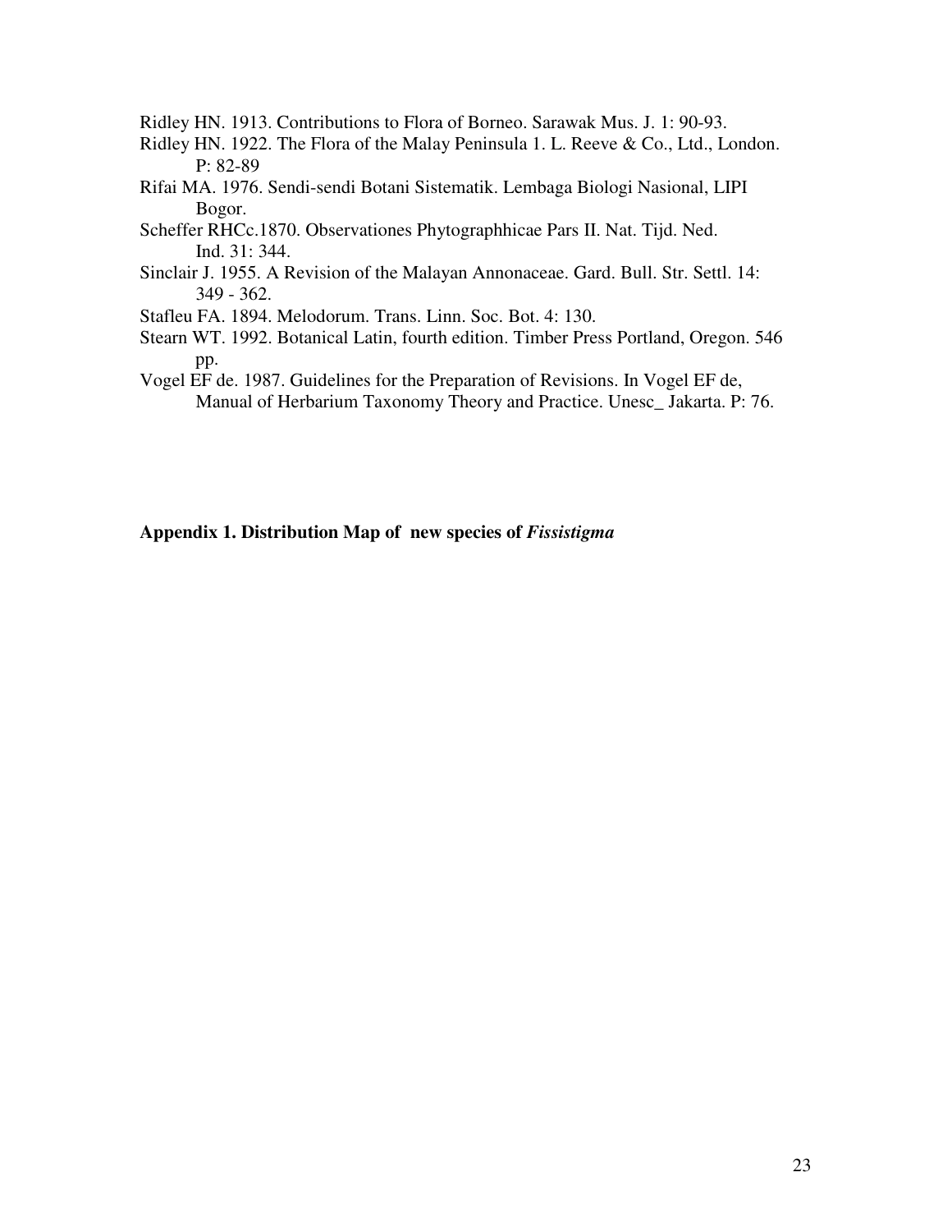Ridley HN. 1913. Contributions to Flora of Borneo. Sarawak Mus. J. 1: 90-93.

Ridley HN. 1922. The Flora of the Malay Peninsula 1. L. Reeve & Co., Ltd., London. P: 82-89

Rifai MA. 1976. Sendi-sendi Botani Sistematik. Lembaga Biologi Nasional, LIPI Bogor.

Scheffer RHCc.1870. Observationes Phytographhicae Pars II. Nat. Tijd. Ned. Ind. 31: 344.

Sinclair J. 1955. A Revision of the Malayan Annonaceae. Gard. Bull. Str. Settl. 14: 349 - 362.

Stafleu FA. 1894. Melodorum. Trans. Linn. Soc. Bot. 4: 130.

Stearn WT. 1992. Botanical Latin, fourth edition. Timber Press Portland, Oregon. 546 pp.

Vogel EF de. 1987. Guidelines for the Preparation of Revisions. In Vogel EF de, Manual of Herbarium Taxonomy Theory and Practice. Unesc_ Jakarta. P: 76.

**Appendix 1. Distribution Map of new species of *Fissistigma***